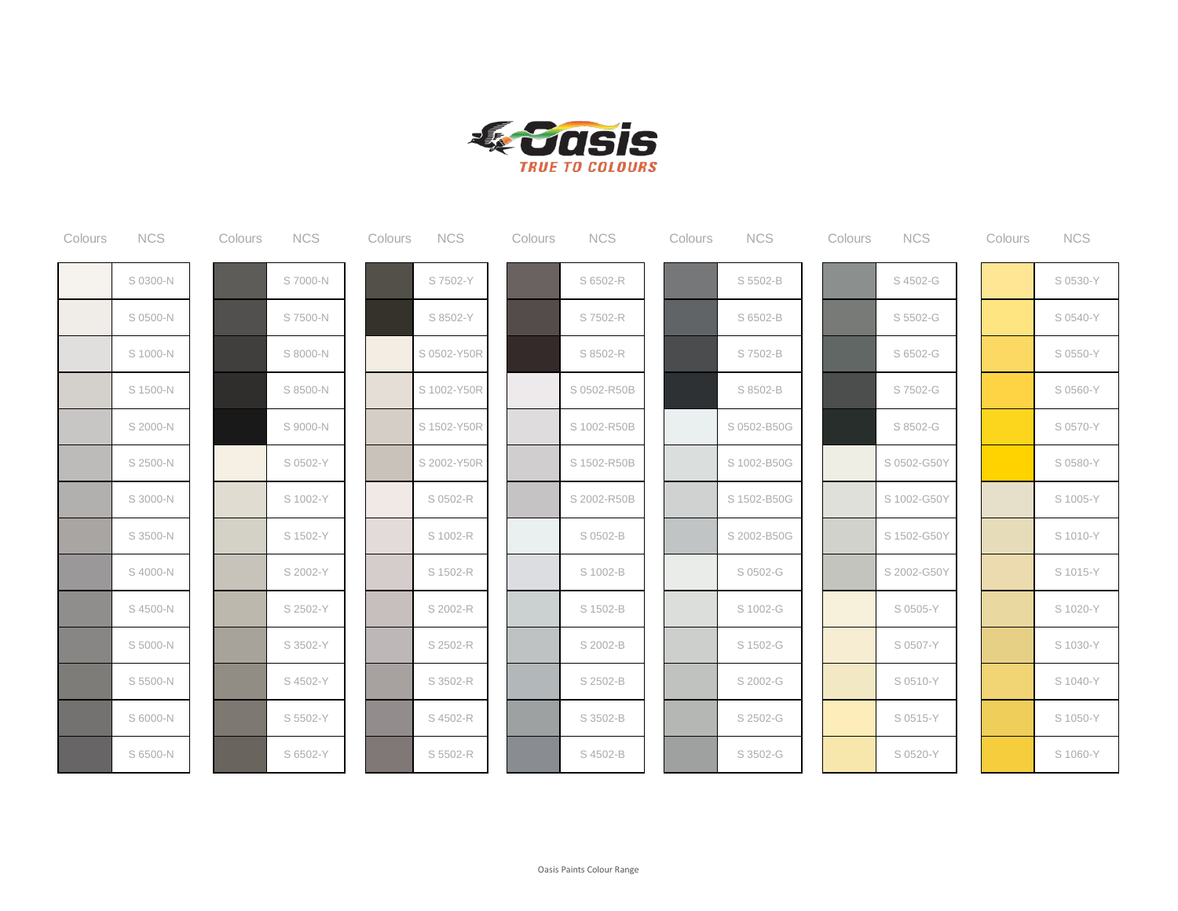# Oasis

TRUE TO COLOURS

| Colours | NCS | Colours | NCS | Colours | NCS | Colours | NCS | Colours | NCS | Colours | NCS | Colours | NCS |
|---|---|---|---|---|---|---|---|---|---|---|---|---|---|
| | S 0300-N | | S 7000-N | | S 7502-Y | | S 6502-R | | S 5502-B | | S 4502-G | | S 0530-Y |
| | S 0500-N | | S 7500-N | | S 8502-Y | | S 7502-R | | S 6502-B | | S 5502-G | | S 0540-Y |
| | S 1000-N | | S 8000-N | | S 0502-Y50R | | S 8502-R | | S 7502-B | | S 6502-G | | S 0550-Y |
| | S 1500-N | | S 8500-N | | S 1002-Y50R | | S 0502-R50B | | S 8502-B | | S 7502-G | | S 0560-Y |
| | S 2000-N | | S 9000-N | | S 1502-Y50R | | S 1002-R50B | | S 0502-B50G | | S 8502-G | | S 0570-Y |
| | S 2500-N | | S 0502-Y | | S 2002-Y50R | | S 1502-R50B | | S 1002-B50G | | S 0502-G50Y | | S 0580-Y |
| | S 3000-N | | S 1002-Y | | S 0502-R | | S 2002-R50B | | S 1502-B50G | | S 1002-G50Y | | S 1005-Y |
| | S 3500-N | | S 1502-Y | | S 1002-R | | S 0502-B | | S 2002-B50G | | S 1502-G50Y | | S 1010-Y |
| | S 4000-N | | S 2002-Y | | S 1502-R | | S 1002-B | | S 0502-G | | S 2002-G50Y | | S 1015-Y |
| | S 4500-N | | S 2502-Y | | S 2002-R | | S 1502-B | | S 1002-G | | S 0505-Y | | S 1020-Y |
| | S 5000-N | | S 3502-Y | | S 2502-R | | S 2002-B | | S 1502-G | | S 0507-Y | | S 1030-Y |
| | S 5500-N | | S 4502-Y | | S 3502-R | | S 2502-B | | S 2002-G | | S 0510-Y | | S 1040-Y |
| | S 6000-N | | S 5502-Y | | S 4502-R | | S 3502-B | | S 2502-G | | S 0515-Y | | S 1050-Y |
| | S 6500-N | | S 6502-Y | | S 5502-R | | S 4502-B | | S 3502-G | | S 0520-Y | | S 1060-Y |

Oasis Paints Colour Range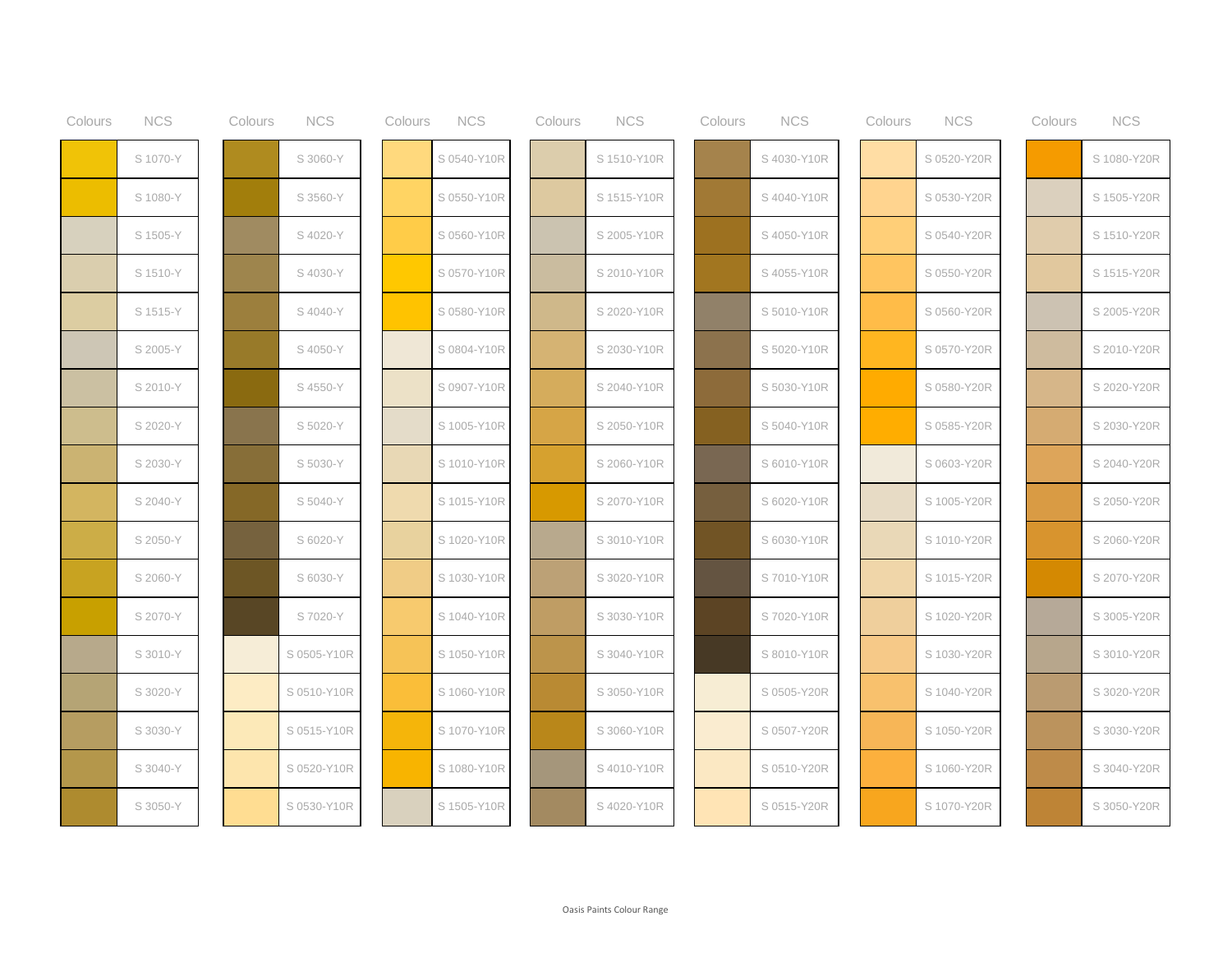| Colours | NCS |
| --- | --- |
| | S 1070-Y |
| | S 1080-Y |
| | S 1505-Y |
| | S 1510-Y |
| | S 1515-Y |
| | S 2005-Y |
| | S 2010-Y |
| | S 2020-Y |
| | S 2030-Y |
| | S 2040-Y |
| | S 2050-Y |
| | S 2060-Y |
| | S 2070-Y |
| | S 3010-Y |
| | S 3020-Y |
| | S 3030-Y |
| | S 3040-Y |
| | S 3050-Y |

| Colours | NCS |
| --- | --- |
| | S 3060-Y |
| | S 3560-Y |
| | S 4020-Y |
| | S 4030-Y |
| | S 4040-Y |
| | S 4050-Y |
| | S 4550-Y |
| | S 5020-Y |
| | S 5030-Y |
| | S 5040-Y |
| | S 6020-Y |
| | S 6030-Y |
| | S 7020-Y |
| | S 0505-Y10R |
| | S 0510-Y10R |
| | S 0515-Y10R |
| | S 0520-Y10R |
| | S 0530-Y10R |

| Colours | NCS |
| --- | --- |
| | S 0540-Y10R |
| | S 0550-Y10R |
| | S 0560-Y10R |
| | S 0570-Y10R |
| | S 0580-Y10R |
| | S 0804-Y10R |
| | S 0907-Y10R |
| | S 1005-Y10R |
| | S 1010-Y10R |
| | S 1015-Y10R |
| | S 1020-Y10R |
| | S 1030-Y10R |
| | S 1040-Y10R |
| | S 1050-Y10R |
| | S 1060-Y10R |
| | S 1070-Y10R |
| | S 1080-Y10R |
| | S 1505-Y10R |

| Colours | NCS |
| --- | --- |
| | S 1510-Y10R |
| | S 1515-Y10R |
| | S 2005-Y10R |
| | S 2010-Y10R |
| | S 2020-Y10R |
| | S 2030-Y10R |
| | S 2040-Y10R |
| | S 2050-Y10R |
| | S 2060-Y10R |
| | S 2070-Y10R |
| | S 3010-Y10R |
| | S 3020-Y10R |
| | S 3030-Y10R |
| | S 3040-Y10R |
| | S 3050-Y10R |
| | S 3060-Y10R |
| | S 4010-Y10R |
| | S 4020-Y10R |

| Colours | NCS |
| --- | --- |
| | S 4030-Y10R |
| | S 4040-Y10R |
| | S 4050-Y10R |
| | S 4055-Y10R |
| | S 5010-Y10R |
| | S 5020-Y10R |
| | S 5030-Y10R |
| | S 5040-Y10R |
| | S 6010-Y10R |
| | S 6020-Y10R |
| | S 6030-Y10R |
| | S 7010-Y10R |
| | S 7020-Y10R |
| | S 8010-Y10R |
| | S 0505-Y20R |
| | S 0507-Y20R |
| | S 0510-Y20R |
| | S 0515-Y20R |

| Colours | NCS |
| --- | --- |
| | S 0520-Y20R |
| | S 0530-Y20R |
| | S 0540-Y20R |
| | S 0550-Y20R |
| | S 0560-Y20R |
| | S 0570-Y20R |
| | S 0580-Y20R |
| | S 0585-Y20R |
| | S 0603-Y20R |
| | S 1005-Y20R |
| | S 1010-Y20R |
| | S 1015-Y20R |
| | S 1020-Y20R |
| | S 1030-Y20R |
| | S 1040-Y20R |
| | S 1050-Y20R |
| | S 1060-Y20R |
| | S 1070-Y20R |

| Colours | NCS |
| --- | --- |
| | S 1080-Y20R |
| | S 1505-Y20R |
| | S 1510-Y20R |
| | S 1515-Y20R |
| | S 2005-Y20R |
| | S 2010-Y20R |
| | S 2020-Y20R |
| | S 2030-Y20R |
| | S 2040-Y20R |
| | S 2050-Y20R |
| | S 2060-Y20R |
| | S 2070-Y20R |
| | S 3005-Y20R |
| | S 3010-Y20R |
| | S 3020-Y20R |
| | S 3030-Y20R |
| | S 3040-Y20R |
| | S 3050-Y20R |

Oasis Paints Colour Range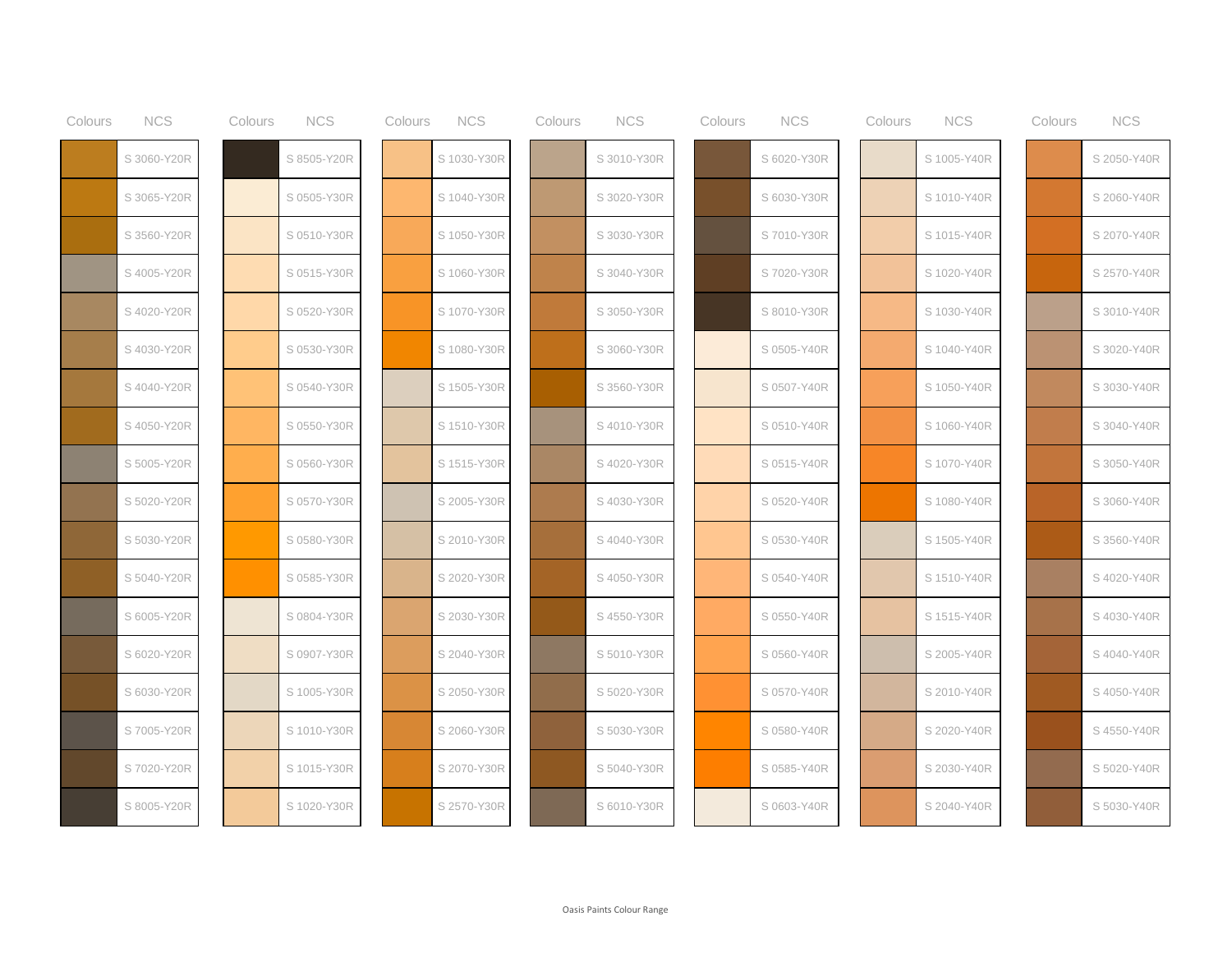| Colours | NCS | Colours | NCS | Colours | NCS | Colours | NCS | Colours | NCS | Colours | NCS | Colours | NCS |
|---|---|---|---|---|---|---|---|---|---|---|---|---|---|
| | S 3060-Y20R | | S 8505-Y20R | | S 1030-Y30R | | S 3010-Y30R | | S 6020-Y30R | | S 1005-Y40R | | S 2050-Y40R |
| | S 3065-Y20R | | S 0505-Y30R | | S 1040-Y30R | | S 3020-Y30R | | S 6030-Y30R | | S 1010-Y40R | | S 2060-Y40R |
| | S 3560-Y20R | | S 0510-Y30R | | S 1050-Y30R | | S 3030-Y30R | | S 7010-Y30R | | S 1015-Y40R | | S 2070-Y40R |
| | S 4005-Y20R | | S 0515-Y30R | | S 1060-Y30R | | S 3040-Y30R | | S 7020-Y30R | | S 1020-Y40R | | S 2570-Y40R |
| | S 4020-Y20R | | S 0520-Y30R | | S 1070-Y30R | | S 3050-Y30R | | S 8010-Y30R | | S 1030-Y40R | | S 3010-Y40R |
| | S 4030-Y20R | | S 0530-Y30R | | S 1080-Y30R | | S 3060-Y30R | | S 0505-Y40R | | S 1040-Y40R | | S 3020-Y40R |
| | S 4040-Y20R | | S 0540-Y30R | | S 1505-Y30R | | S 3560-Y30R | | S 0507-Y40R | | S 1050-Y40R | | S 3030-Y40R |
| | S 4050-Y20R | | S 0550-Y30R | | S 1510-Y30R | | S 4010-Y30R | | S 0510-Y40R | | S 1060-Y40R | | S 3040-Y40R |
| | S 5005-Y20R | | S 0560-Y30R | | S 1515-Y30R | | S 4020-Y30R | | S 0515-Y40R | | S 1070-Y40R | | S 3050-Y40R |
| | S 5020-Y20R | | S 0570-Y30R | | S 2005-Y30R | | S 4030-Y30R | | S 0520-Y40R | | S 1080-Y40R | | S 3060-Y40R |
| | S 5030-Y20R | | S 0580-Y30R | | S 2010-Y30R | | S 4040-Y30R | | S 0530-Y40R | | S 1505-Y40R | | S 3560-Y40R |
| | S 5040-Y20R | | S 0585-Y30R | | S 2020-Y30R | | S 4050-Y30R | | S 0540-Y40R | | S 1510-Y40R | | S 4020-Y40R |
| | S 6005-Y20R | | S 0804-Y30R | | S 2030-Y30R | | S 4550-Y30R | | S 0550-Y40R | | S 1515-Y40R | | S 4030-Y40R |
| | S 6020-Y20R | | S 0907-Y30R | | S 2040-Y30R | | S 5010-Y30R | | S 0560-Y40R | | S 2005-Y40R | | S 4040-Y40R |
| | S 6030-Y20R | | S 1005-Y30R | | S 2050-Y30R | | S 5020-Y30R | | S 0570-Y40R | | S 2010-Y40R | | S 4050-Y40R |
| | S 7005-Y20R | | S 1010-Y30R | | S 2060-Y30R | | S 5030-Y30R | | S 0580-Y40R | | S 2020-Y40R | | S 4550-Y40R |
| | S 7020-Y20R | | S 1015-Y30R | | S 2070-Y30R | | S 5040-Y30R | | S 0585-Y40R | | S 2030-Y40R | | S 5020-Y40R |
| | S 8005-Y20R | | S 1020-Y30R | | S 2570-Y30R | | S 6010-Y30R | | S 0603-Y40R | | S 2040-Y40R | | S 5030-Y40R |

Oasis Paints Colour Range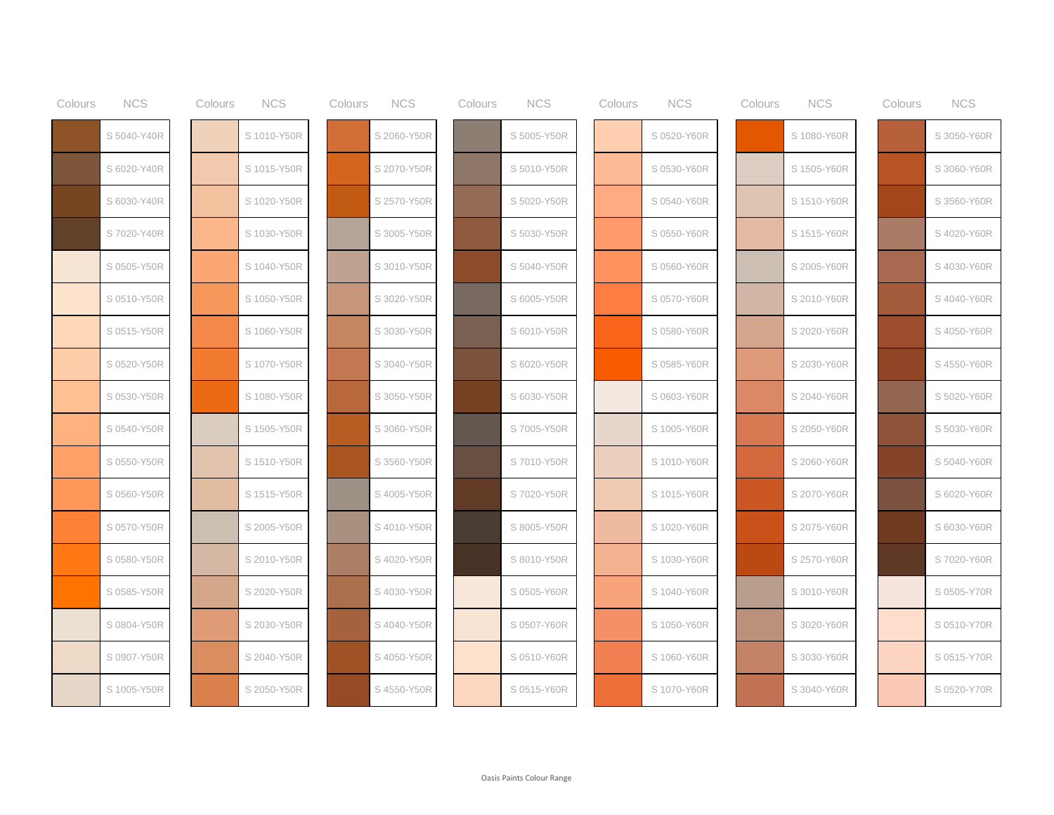| Colours | NCS |
|---|---|
| | S 5040-Y40R |
| | S 6020-Y40R |
| | S 6030-Y40R |
| | S 7020-Y40R |
| | S 0505-Y50R |
| | S 0510-Y50R |
| | S 0515-Y50R |
| | S 0520-Y50R |
| | S 0530-Y50R |
| | S 0540-Y50R |
| | S 0550-Y50R |
| | S 0560-Y50R |
| | S 0570-Y50R |
| | S 0580-Y50R |
| | S 0585-Y50R |
| | S 0804-Y50R |
| | S 0907-Y50R |
| | S 1005-Y50R |

| Colours | NCS |
|---|---|
| | S 1010-Y50R |
| | S 1015-Y50R |
| | S 1020-Y50R |
| | S 1030-Y50R |
| | S 1040-Y50R |
| | S 1050-Y50R |
| | S 1060-Y50R |
| | S 1070-Y50R |
| | S 1080-Y50R |
| | S 1505-Y50R |
| | S 1510-Y50R |
| | S 1515-Y50R |
| | S 2005-Y50R |
| | S 2010-Y50R |
| | S 2020-Y50R |
| | S 2030-Y50R |
| | S 2040-Y50R |
| | S 2050-Y50R |

| Colours | NCS |
|---|---|
| | S 2060-Y50R |
| | S 2070-Y50R |
| | S 2570-Y50R |
| | S 3005-Y50R |
| | S 3010-Y50R |
| | S 3020-Y50R |
| | S 3030-Y50R |
| | S 3040-Y50R |
| | S 3050-Y50R |
| | S 3060-Y50R |
| | S 3560-Y50R |
| | S 4005-Y50R |
| | S 4010-Y50R |
| | S 4020-Y50R |
| | S 4030-Y50R |
| | S 4040-Y50R |
| | S 4050-Y50R |
| | S 4550-Y50R |

| Colours | NCS |
|---|---|
| | S 5005-Y50R |
| | S 5010-Y50R |
| | S 5020-Y50R |
| | S 5030-Y50R |
| | S 5040-Y50R |
| | S 6005-Y50R |
| | S 6010-Y50R |
| | S 6020-Y50R |
| | S 6030-Y50R |
| | S 7005-Y50R |
| | S 7010-Y50R |
| | S 7020-Y50R |
| | S 8005-Y50R |
| | S 8010-Y50R |
| | S 0505-Y60R |
| | S 0507-Y60R |
| | S 0510-Y60R |
| | S 0515-Y60R |

| Colours | NCS |
|---|---|
| | S 0520-Y60R |
| | S 0530-Y60R |
| | S 0540-Y60R |
| | S 0550-Y60R |
| | S 0560-Y60R |
| | S 0570-Y60R |
| | S 0580-Y60R |
| | S 0585-Y60R |
| | S 0603-Y60R |
| | S 1005-Y60R |
| | S 1010-Y60R |
| | S 1015-Y60R |
| | S 1020-Y60R |
| | S 1030-Y60R |
| | S 1040-Y60R |
| | S 1050-Y60R |
| | S 1060-Y60R |
| | S 1070-Y60R |

| Colours | NCS |
|---|---|
| | S 1080-Y60R |
| | S 1505-Y60R |
| | S 1510-Y60R |
| | S 1515-Y60R |
| | S 2005-Y60R |
| | S 2010-Y60R |
| | S 2020-Y60R |
| | S 2030-Y60R |
| | S 2040-Y60R |
| | S 2050-Y60R |
| | S 2060-Y60R |
| | S 2070-Y60R |
| | S 2075-Y60R |
| | S 2570-Y60R |
| | S 3010-Y60R |
| | S 3020-Y60R |
| | S 3030-Y60R |
| | S 3040-Y60R |

| Colours | NCS |
|---|---|
| | S 3050-Y60R |
| | S 3060-Y60R |
| | S 3560-Y60R |
| | S 4020-Y60R |
| | S 4030-Y60R |
| | S 4040-Y60R |
| | S 4050-Y60R |
| | S 4550-Y60R |
| | S 5020-Y60R |
| | S 5030-Y60R |
| | S 5040-Y60R |
| | S 6020-Y60R |
| | S 6030-Y60R |
| | S 7020-Y60R |
| | S 0505-Y70R |
| | S 0510-Y70R |
| | S 0515-Y70R |
| | S 0520-Y70R |

Oasis Paints Colour Range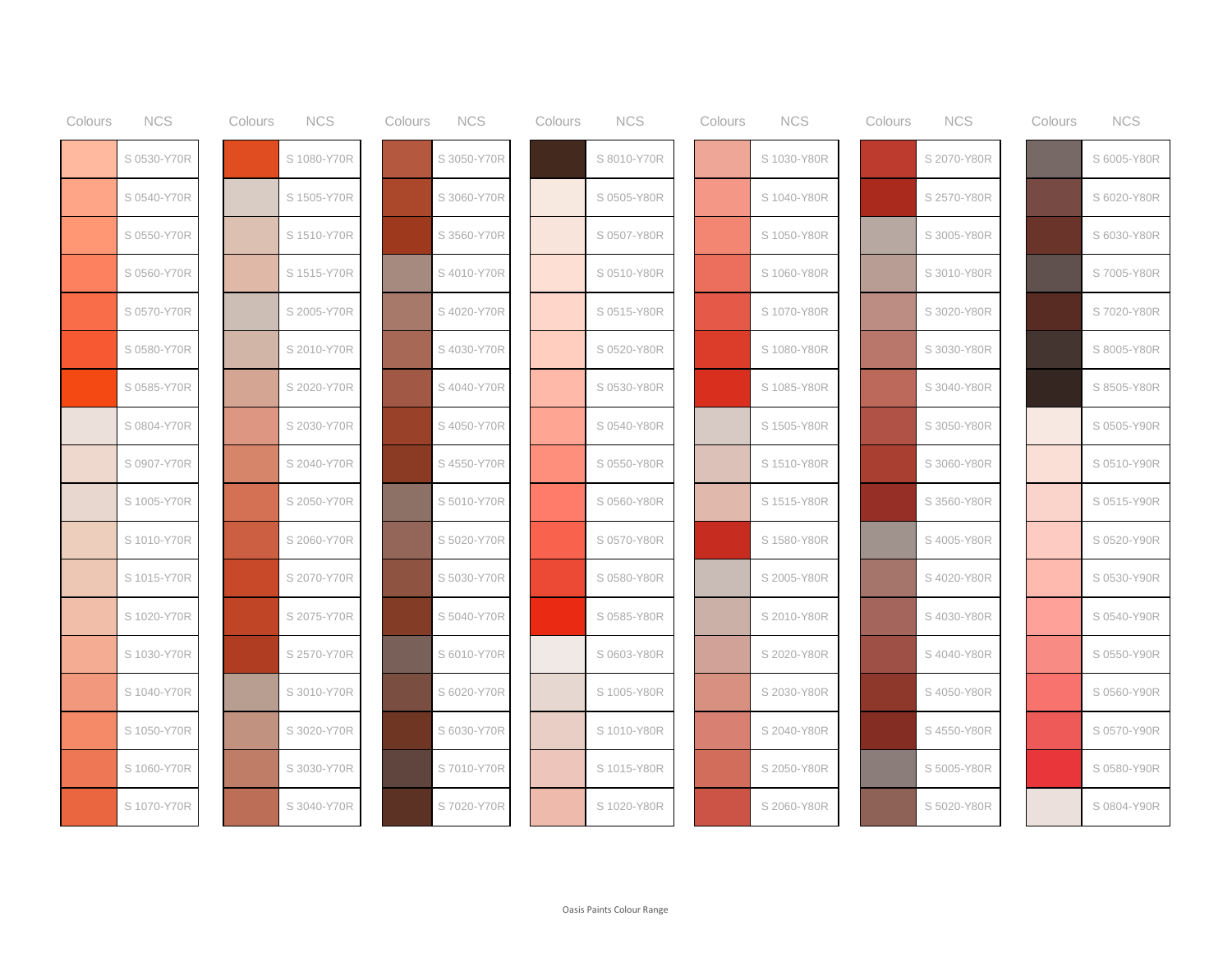| Colours | NCS |
| --- | --- |
| | S 0530-Y70R |
| | S 0540-Y70R |
| | S 0550-Y70R |
| | S 0560-Y70R |
| | S 0570-Y70R |
| | S 0580-Y70R |
| | S 0585-Y70R |
| | S 0804-Y70R |
| | S 0907-Y70R |
| | S 1005-Y70R |
| | S 1010-Y70R |
| | S 1015-Y70R |
| | S 1020-Y70R |
| | S 1030-Y70R |
| | S 1040-Y70R |
| | S 1050-Y70R |
| | S 1060-Y70R |
| | S 1070-Y70R |

| Colours | NCS |
| --- | --- |
| | S 1080-Y70R |
| | S 1505-Y70R |
| | S 1510-Y70R |
| | S 1515-Y70R |
| | S 2005-Y70R |
| | S 2010-Y70R |
| | S 2020-Y70R |
| | S 2030-Y70R |
| | S 2040-Y70R |
| | S 2050-Y70R |
| | S 2060-Y70R |
| | S 2070-Y70R |
| | S 2075-Y70R |
| | S 2570-Y70R |
| | S 3010-Y70R |
| | S 3020-Y70R |
| | S 3030-Y70R |
| | S 3040-Y70R |

| Colours | NCS |
| --- | --- |
| | S 3050-Y70R |
| | S 3060-Y70R |
| | S 3560-Y70R |
| | S 4010-Y70R |
| | S 4020-Y70R |
| | S 4030-Y70R |
| | S 4040-Y70R |
| | S 4050-Y70R |
| | S 4550-Y70R |
| | S 5010-Y70R |
| | S 5020-Y70R |
| | S 5030-Y70R |
| | S 5040-Y70R |
| | S 6010-Y70R |
| | S 6020-Y70R |
| | S 6030-Y70R |
| | S 7010-Y70R |
| | S 7020-Y70R |

| Colours | NCS |
| --- | --- |
| | S 8010-Y70R |
| | S 0505-Y80R |
| | S 0507-Y80R |
| | S 0510-Y80R |
| | S 0515-Y80R |
| | S 0520-Y80R |
| | S 0530-Y80R |
| | S 0540-Y80R |
| | S 0550-Y80R |
| | S 0560-Y80R |
| | S 0570-Y80R |
| | S 0580-Y80R |
| | S 0585-Y80R |
| | S 0603-Y80R |
| | S 1005-Y80R |
| | S 1010-Y80R |
| | S 1015-Y80R |
| | S 1020-Y80R |

| Colours | NCS |
| --- | --- |
| | S 1030-Y80R |
| | S 1040-Y80R |
| | S 1050-Y80R |
| | S 1060-Y80R |
| | S 1070-Y80R |
| | S 1080-Y80R |
| | S 1085-Y80R |
| | S 1505-Y80R |
| | S 1510-Y80R |
| | S 1515-Y80R |
| | S 1580-Y80R |
| | S 2005-Y80R |
| | S 2010-Y80R |
| | S 2020-Y80R |
| | S 2030-Y80R |
| | S 2040-Y80R |
| | S 2050-Y80R |
| | S 2060-Y80R |

| Colours | NCS |
| --- | --- |
| | S 2070-Y80R |
| | S 2570-Y80R |
| | S 3005-Y80R |
| | S 3010-Y80R |
| | S 3020-Y80R |
| | S 3030-Y80R |
| | S 3040-Y80R |
| | S 3050-Y80R |
| | S 3060-Y80R |
| | S 3560-Y80R |
| | S 4005-Y80R |
| | S 4020-Y80R |
| | S 4030-Y80R |
| | S 4040-Y80R |
| | S 4050-Y80R |
| | S 4550-Y80R |
| | S 5005-Y80R |
| | S 5020-Y80R |

| Colours | NCS |
| --- | --- |
| | S 6005-Y80R |
| | S 6020-Y80R |
| | S 6030-Y80R |
| | S 7005-Y80R |
| | S 7020-Y80R |
| | S 8005-Y80R |
| | S 8505-Y80R |
| | S 0505-Y90R |
| | S 0510-Y90R |
| | S 0515-Y90R |
| | S 0520-Y90R |
| | S 0530-Y90R |
| | S 0540-Y90R |
| | S 0550-Y90R |
| | S 0560-Y90R |
| | S 0570-Y90R |
| | S 0580-Y90R |
| | S 0804-Y90R |

Oasis Paints Colour Range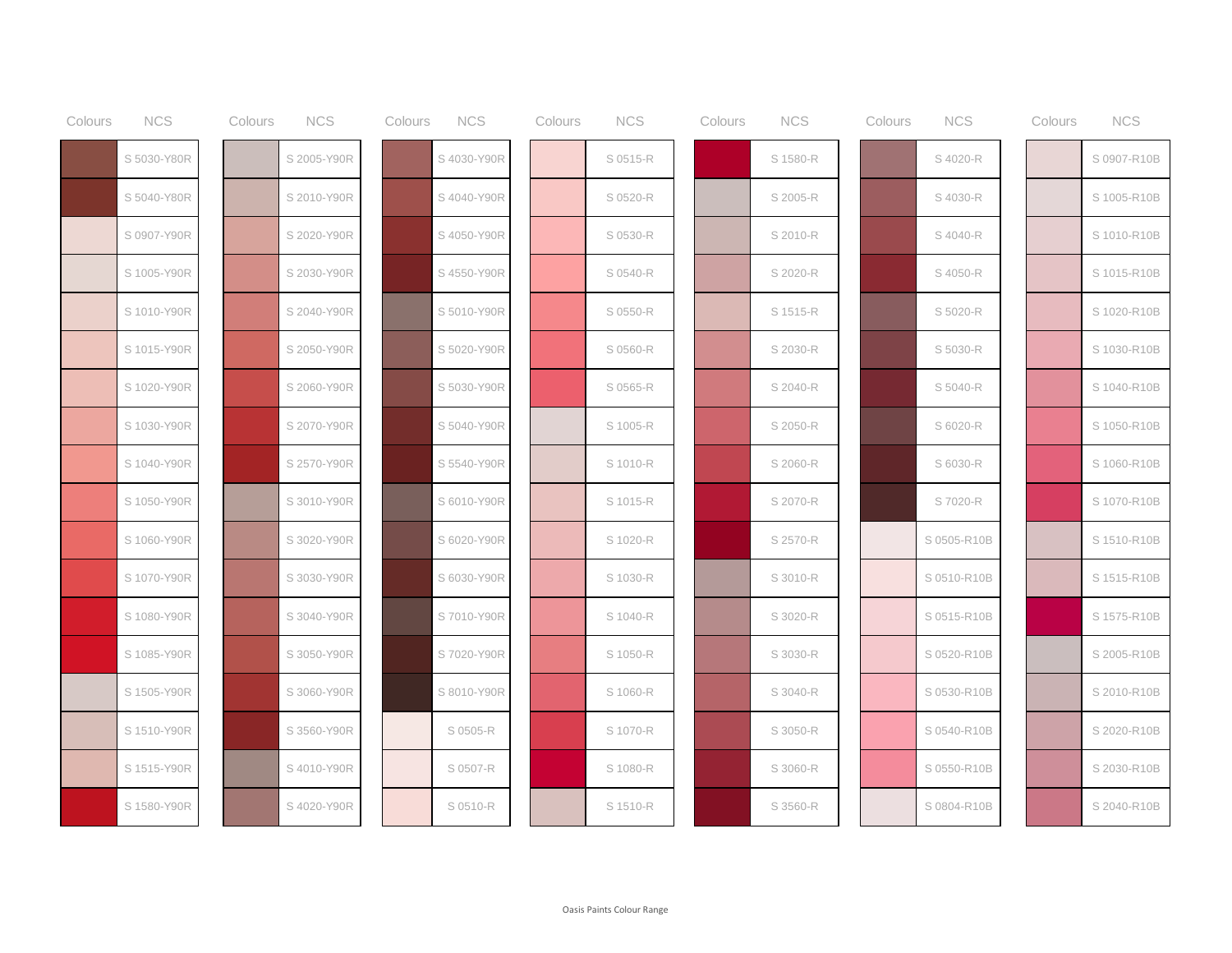| Colours | NCS |
|---|---|
| | S 5030-Y80R |
| | S 5040-Y80R |
| | S 0907-Y90R |
| | S 1005-Y90R |
| | S 1010-Y90R |
| | S 1015-Y90R |
| | S 1020-Y90R |
| | S 1030-Y90R |
| | S 1040-Y90R |
| | S 1050-Y90R |
| | S 1060-Y90R |
| | S 1070-Y90R |
| | S 1080-Y90R |
| | S 1085-Y90R |
| | S 1505-Y90R |
| | S 1510-Y90R |
| | S 1515-Y90R |
| | S 1580-Y90R |

| Colours | NCS |
|---|---|
| | S 2005-Y90R |
| | S 2010-Y90R |
| | S 2020-Y90R |
| | S 2030-Y90R |
| | S 2040-Y90R |
| | S 2050-Y90R |
| | S 2060-Y90R |
| | S 2070-Y90R |
| | S 2570-Y90R |
| | S 3010-Y90R |
| | S 3020-Y90R |
| | S 3030-Y90R |
| | S 3040-Y90R |
| | S 3050-Y90R |
| | S 3060-Y90R |
| | S 3560-Y90R |
| | S 4010-Y90R |
| | S 4020-Y90R |

| Colours | NCS |
|---|---|
| | S 4030-Y90R |
| | S 4040-Y90R |
| | S 4050-Y90R |
| | S 4550-Y90R |
| | S 5010-Y90R |
| | S 5020-Y90R |
| | S 5030-Y90R |
| | S 5040-Y90R |
| | S 5540-Y90R |
| | S 6010-Y90R |
| | S 6020-Y90R |
| | S 6030-Y90R |
| | S 7010-Y90R |
| | S 7020-Y90R |
| | S 8010-Y90R |
| | S 0505-R |
| | S 0507-R |
| | S 0510-R |

| Colours | NCS |
|---|---|
| | S 0515-R |
| | S 0520-R |
| | S 0530-R |
| | S 0540-R |
| | S 0550-R |
| | S 0560-R |
| | S 0565-R |
| | S 1005-R |
| | S 1010-R |
| | S 1015-R |
| | S 1020-R |
| | S 1030-R |
| | S 1040-R |
| | S 1050-R |
| | S 1060-R |
| | S 1070-R |
| | S 1080-R |
| | S 1510-R |

| Colours | NCS |
|---|---|
| | S 1580-R |
| | S 2005-R |
| | S 2010-R |
| | S 2020-R |
| | S 1515-R |
| | S 2030-R |
| | S 2040-R |
| | S 2050-R |
| | S 2060-R |
| | S 2070-R |
| | S 2570-R |
| | S 3010-R |
| | S 3020-R |
| | S 3030-R |
| | S 3040-R |
| | S 3050-R |
| | S 3060-R |
| | S 3560-R |

| Colours | NCS |
|---|---|
| | S 4020-R |
| | S 4030-R |
| | S 4040-R |
| | S 4050-R |
| | S 5020-R |
| | S 5030-R |
| | S 5040-R |
| | S 6020-R |
| | S 6030-R |
| | S 7020-R |
| | S 0505-R10B |
| | S 0510-R10B |
| | S 0515-R10B |
| | S 0520-R10B |
| | S 0530-R10B |
| | S 0540-R10B |
| | S 0550-R10B |
| | S 0804-R10B |

| Colours | NCS |
|---|---|
| | S 0907-R10B |
| | S 1005-R10B |
| | S 1010-R10B |
| | S 1015-R10B |
| | S 1020-R10B |
| | S 1030-R10B |
| | S 1040-R10B |
| | S 1050-R10B |
| | S 1060-R10B |
| | S 1070-R10B |
| | S 1510-R10B |
| | S 1515-R10B |
| | S 1575-R10B |
| | S 2005-R10B |
| | S 2010-R10B |
| | S 2020-R10B |
| | S 2030-R10B |
| | S 2040-R10B |

Oasis Paints Colour Range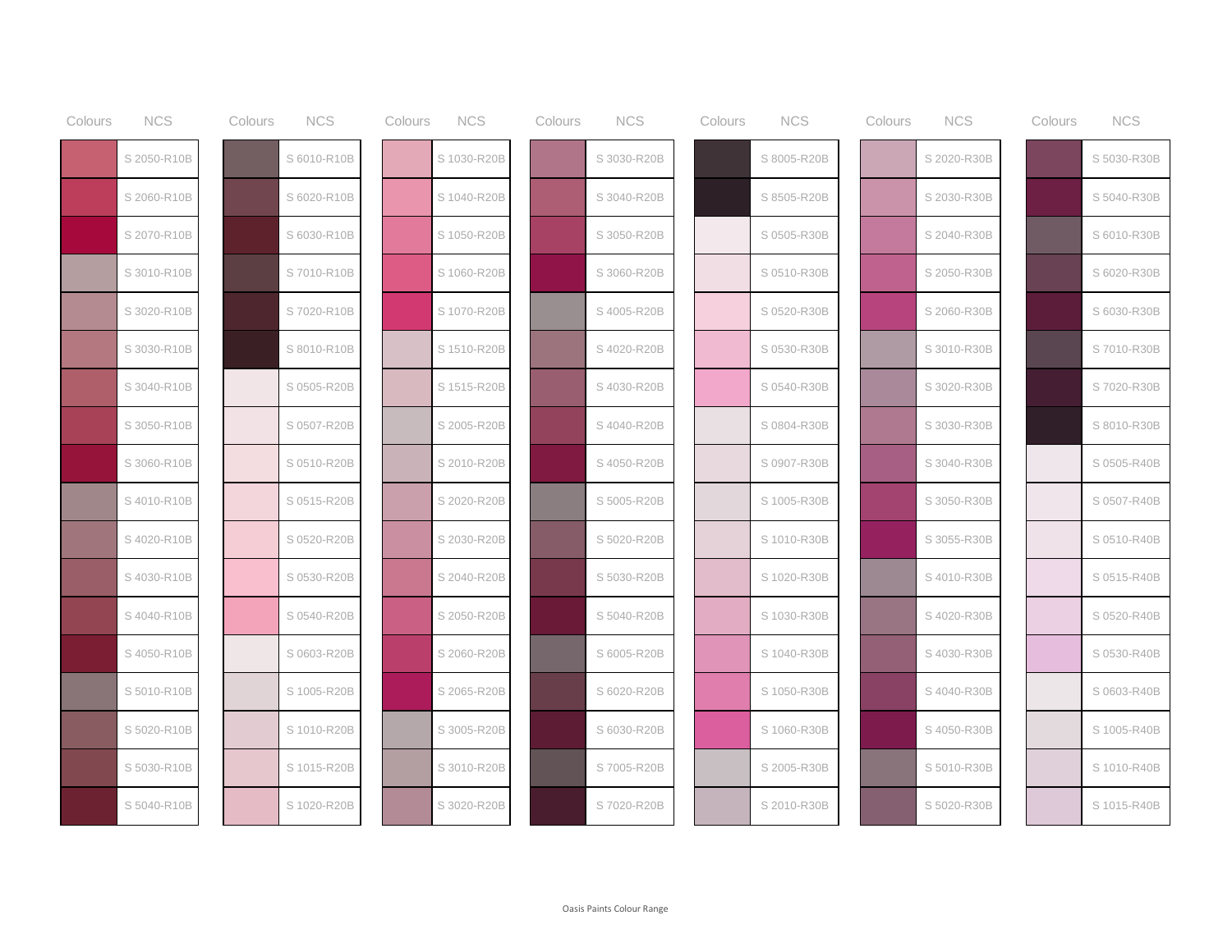| Colours | NCS |
|---|---|
| | S 2050-R10B |
| | S 2060-R10B |
| | S 2070-R10B |
| | S 3010-R10B |
| | S 3020-R10B |
| | S 3030-R10B |
| | S 3040-R10B |
| | S 3050-R10B |
| | S 3060-R10B |
| | S 4010-R10B |
| | S 4020-R10B |
| | S 4030-R10B |
| | S 4040-R10B |
| | S 4050-R10B |
| | S 5010-R10B |
| | S 5020-R10B |
| | S 5030-R10B |
| | S 5040-R10B |

| Colours | NCS |
|---|---|
| | S 6010-R10B |
| | S 6020-R10B |
| | S 6030-R10B |
| | S 7010-R10B |
| | S 7020-R10B |
| | S 8010-R10B |
| | S 0505-R20B |
| | S 0507-R20B |
| | S 0510-R20B |
| | S 0515-R20B |
| | S 0520-R20B |
| | S 0530-R20B |
| | S 0540-R20B |
| | S 0603-R20B |
| | S 1005-R20B |
| | S 1010-R20B |
| | S 1015-R20B |
| | S 1020-R20B |

| Colours | NCS |
|---|---|
| | S 1030-R20B |
| | S 1040-R20B |
| | S 1050-R20B |
| | S 1060-R20B |
| | S 1070-R20B |
| | S 1510-R20B |
| | S 1515-R20B |
| | S 2005-R20B |
| | S 2010-R20B |
| | S 2020-R20B |
| | S 2030-R20B |
| | S 2040-R20B |
| | S 2050-R20B |
| | S 2060-R20B |
| | S 2065-R20B |
| | S 3005-R20B |
| | S 3010-R20B |
| | S 3020-R20B |

| Colours | NCS |
|---|---|
| | S 3030-R20B |
| | S 3040-R20B |
| | S 3050-R20B |
| | S 3060-R20B |
| | S 4005-R20B |
| | S 4020-R20B |
| | S 4030-R20B |
| | S 4040-R20B |
| | S 4050-R20B |
| | S 5005-R20B |
| | S 5020-R20B |
| | S 5030-R20B |
| | S 5040-R20B |
| | S 6005-R20B |
| | S 6020-R20B |
| | S 6030-R20B |
| | S 7005-R20B |
| | S 7020-R20B |

| Colours | NCS |
|---|---|
| | S 8005-R20B |
| | S 8505-R20B |
| | S 0505-R30B |
| | S 0510-R30B |
| | S 0520-R30B |
| | S 0530-R30B |
| | S 0540-R30B |
| | S 0804-R30B |
| | S 0907-R30B |
| | S 1005-R30B |
| | S 1010-R30B |
| | S 1020-R30B |
| | S 1030-R30B |
| | S 1040-R30B |
| | S 1050-R30B |
| | S 1060-R30B |
| | S 2005-R30B |
| | S 2010-R30B |

| Colours | NCS |
|---|---|
| | S 2020-R30B |
| | S 2030-R30B |
| | S 2040-R30B |
| | S 2050-R30B |
| | S 2060-R30B |
| | S 3010-R30B |
| | S 3020-R30B |
| | S 3030-R30B |
| | S 3040-R30B |
| | S 3050-R30B |
| | S 3055-R30B |
| | S 4010-R30B |
| | S 4020-R30B |
| | S 4030-R30B |
| | S 4040-R30B |
| | S 4050-R30B |
| | S 5010-R30B |
| | S 5020-R30B |

| Colours | NCS |
|---|---|
| | S 5030-R30B |
| | S 5040-R30B |
| | S 6010-R30B |
| | S 6020-R30B |
| | S 6030-R30B |
| | S 7010-R30B |
| | S 7020-R30B |
| | S 8010-R30B |
| | S 0505-R40B |
| | S 0507-R40B |
| | S 0510-R40B |
| | S 0515-R40B |
| | S 0520-R40B |
| | S 0530-R40B |
| | S 0603-R40B |
| | S 1005-R40B |
| | S 1010-R40B |
| | S 1015-R40B |

Oasis Paints Colour Range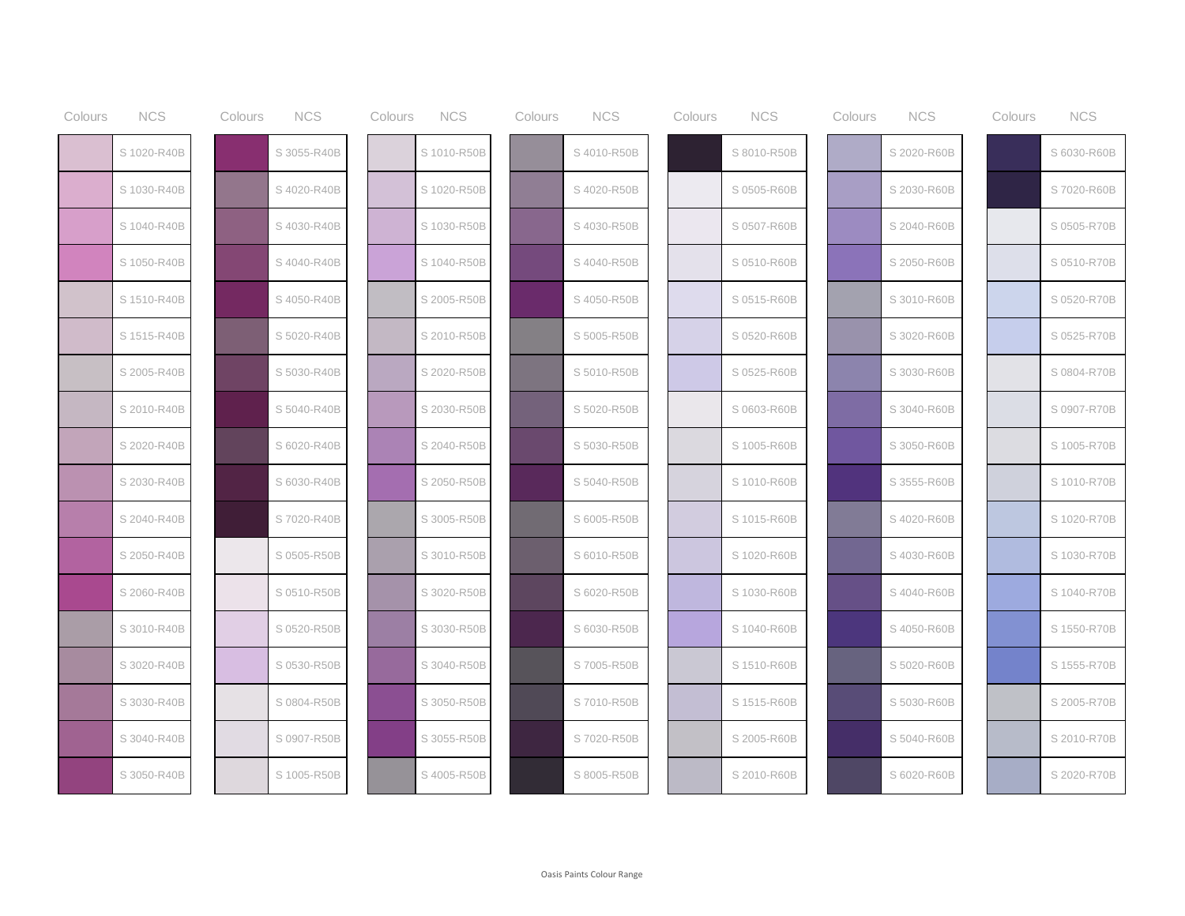| Colours | NCS |
|---|---|
| | S 1020-R40B |
| | S 1030-R40B |
| | S 1040-R40B |
| | S 1050-R40B |
| | S 1510-R40B |
| | S 1515-R40B |
| | S 2005-R40B |
| | S 2010-R40B |
| | S 2020-R40B |
| | S 2030-R40B |
| | S 2040-R40B |
| | S 2050-R40B |
| | S 2060-R40B |
| | S 3010-R40B |
| | S 3020-R40B |
| | S 3030-R40B |
| | S 3040-R40B |
| | S 3050-R40B |

| Colours | NCS |
|---|---|
| | S 3055-R40B |
| | S 4020-R40B |
| | S 4030-R40B |
| | S 4040-R40B |
| | S 4050-R40B |
| | S 5020-R40B |
| | S 5030-R40B |
| | S 5040-R40B |
| | S 6020-R40B |
| | S 6030-R40B |
| | S 7020-R40B |
| | S 0505-R50B |
| | S 0510-R50B |
| | S 0520-R50B |
| | S 0530-R50B |
| | S 0804-R50B |
| | S 0907-R50B |
| | S 1005-R50B |

| Colours | NCS |
|---|---|
| | S 1010-R50B |
| | S 1020-R50B |
| | S 1030-R50B |
| | S 1040-R50B |
| | S 2005-R50B |
| | S 2010-R50B |
| | S 2020-R50B |
| | S 2030-R50B |
| | S 2040-R50B |
| | S 2050-R50B |
| | S 3005-R50B |
| | S 3010-R50B |
| | S 3020-R50B |
| | S 3030-R50B |
| | S 3040-R50B |
| | S 3050-R50B |
| | S 3055-R50B |
| | S 4005-R50B |

| Colours | NCS |
|---|---|
| | S 4010-R50B |
| | S 4020-R50B |
| | S 4030-R50B |
| | S 4040-R50B |
| | S 4050-R50B |
| | S 5005-R50B |
| | S 5010-R50B |
| | S 5020-R50B |
| | S 5030-R50B |
| | S 5040-R50B |
| | S 6005-R50B |
| | S 6010-R50B |
| | S 6020-R50B |
| | S 6030-R50B |
| | S 7005-R50B |
| | S 7010-R50B |
| | S 7020-R50B |
| | S 8005-R50B |

| Colours | NCS |
|---|---|
| | S 8010-R50B |
| | S 0505-R60B |
| | S 0507-R60B |
| | S 0510-R60B |
| | S 0515-R60B |
| | S 0520-R60B |
| | S 0525-R60B |
| | S 0603-R60B |
| | S 1005-R60B |
| | S 1010-R60B |
| | S 1015-R60B |
| | S 1020-R60B |
| | S 1030-R60B |
| | S 1040-R60B |
| | S 1510-R60B |
| | S 1515-R60B |
| | S 2005-R60B |
| | S 2010-R60B |

| Colours | NCS |
|---|---|
| | S 2020-R60B |
| | S 2030-R60B |
| | S 2040-R60B |
| | S 2050-R60B |
| | S 3010-R60B |
| | S 3020-R60B |
| | S 3030-R60B |
| | S 3040-R60B |
| | S 3050-R60B |
| | S 3555-R60B |
| | S 4020-R60B |
| | S 4030-R60B |
| | S 4040-R60B |
| | S 4050-R60B |
| | S 5020-R60B |
| | S 5030-R60B |
| | S 5040-R60B |
| | S 6020-R60B |

| Colours | NCS |
|---|---|
| | S 6030-R60B |
| | S 7020-R60B |
| | S 0505-R70B |
| | S 0510-R70B |
| | S 0520-R70B |
| | S 0525-R70B |
| | S 0804-R70B |
| | S 0907-R70B |
| | S 1005-R70B |
| | S 1010-R70B |
| | S 1020-R70B |
| | S 1030-R70B |
| | S 1040-R70B |
| | S 1550-R70B |
| | S 1555-R70B |
| | S 2005-R70B |
| | S 2010-R70B |
| | S 2020-R70B |

Oasis Paints Colour Range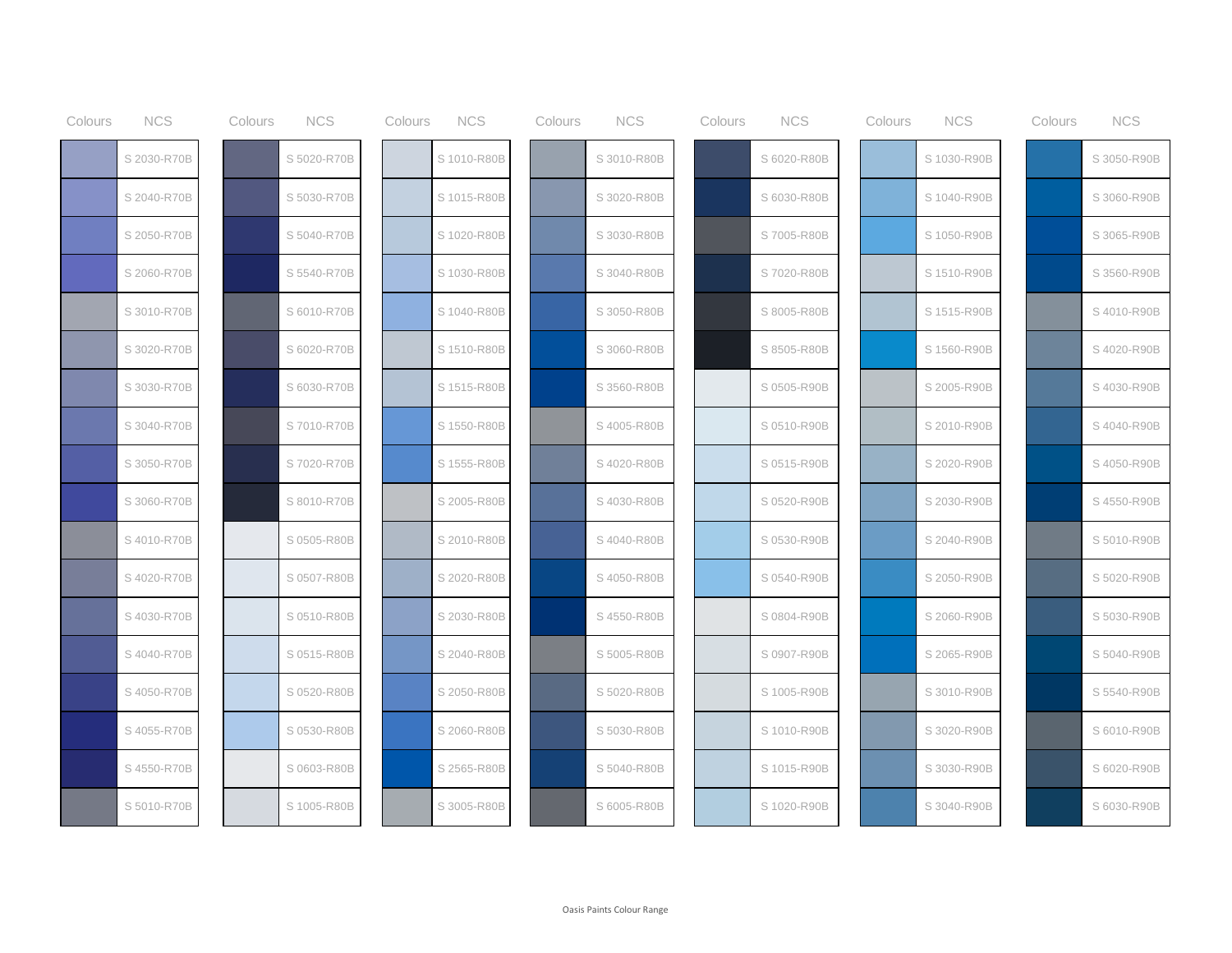| Colours | NCS |
|---|---|
| | S 2030-R70B |
| | S 2040-R70B |
| | S 2050-R70B |
| | S 2060-R70B |
| | S 3010-R70B |
| | S 3020-R70B |
| | S 3030-R70B |
| | S 3040-R70B |
| | S 3050-R70B |
| | S 3060-R70B |
| | S 4010-R70B |
| | S 4020-R70B |
| | S 4030-R70B |
| | S 4040-R70B |
| | S 4050-R70B |
| | S 4055-R70B |
| | S 4550-R70B |
| | S 5010-R70B |

| Colours | NCS |
|---|---|
| | S 5020-R70B |
| | S 5030-R70B |
| | S 5040-R70B |
| | S 5540-R70B |
| | S 6010-R70B |
| | S 6020-R70B |
| | S 6030-R70B |
| | S 7010-R70B |
| | S 7020-R70B |
| | S 8010-R70B |
| | S 0505-R80B |
| | S 0507-R80B |
| | S 0510-R80B |
| | S 0515-R80B |
| | S 0520-R80B |
| | S 0530-R80B |
| | S 0603-R80B |
| | S 1005-R80B |

| Colours | NCS |
|---|---|
| | S 1010-R80B |
| | S 1015-R80B |
| | S 1020-R80B |
| | S 1030-R80B |
| | S 1040-R80B |
| | S 1510-R80B |
| | S 1515-R80B |
| | S 1550-R80B |
| | S 1555-R80B |
| | S 2005-R80B |
| | S 2010-R80B |
| | S 2020-R80B |
| | S 2030-R80B |
| | S 2040-R80B |
| | S 2050-R80B |
| | S 2060-R80B |
| | S 2565-R80B |
| | S 3005-R80B |

| Colours | NCS |
|---|---|
| | S 3010-R80B |
| | S 3020-R80B |
| | S 3030-R80B |
| | S 3040-R80B |
| | S 3050-R80B |
| | S 3060-R80B |
| | S 3560-R80B |
| | S 4005-R80B |
| | S 4020-R80B |
| | S 4030-R80B |
| | S 4040-R80B |
| | S 4050-R80B |
| | S 4550-R80B |
| | S 5005-R80B |
| | S 5020-R80B |
| | S 5030-R80B |
| | S 5040-R80B |
| | S 6005-R80B |

| Colours | NCS |
|---|---|
| | S 6020-R80B |
| | S 6030-R80B |
| | S 7005-R80B |
| | S 7020-R80B |
| | S 8005-R80B |
| | S 8505-R80B |
| | S 0505-R90B |
| | S 0510-R90B |
| | S 0515-R90B |
| | S 0520-R90B |
| | S 0530-R90B |
| | S 0540-R90B |
| | S 0804-R90B |
| | S 0907-R90B |
| | S 1005-R90B |
| | S 1010-R90B |
| | S 1015-R90B |
| | S 1020-R90B |

| Colours | NCS |
|---|---|
| | S 1030-R90B |
| | S 1040-R90B |
| | S 1050-R90B |
| | S 1510-R90B |
| | S 1515-R90B |
| | S 1560-R90B |
| | S 2005-R90B |
| | S 2010-R90B |
| | S 2020-R90B |
| | S 2030-R90B |
| | S 2040-R90B |
| | S 2050-R90B |
| | S 2060-R90B |
| | S 2065-R90B |
| | S 3010-R90B |
| | S 3020-R90B |
| | S 3030-R90B |
| | S 3040-R90B |

| Colours | NCS |
|---|---|
| | S 3050-R90B |
| | S 3060-R90B |
| | S 3065-R90B |
| | S 3560-R90B |
| | S 4010-R90B |
| | S 4020-R90B |
| | S 4030-R90B |
| | S 4040-R90B |
| | S 4050-R90B |
| | S 4550-R90B |
| | S 5010-R90B |
| | S 5020-R90B |
| | S 5030-R90B |
| | S 5040-R90B |
| | S 5540-R90B |
| | S 6010-R90B |
| | S 6020-R90B |
| | S 6030-R90B |

Oasis Paints Colour Range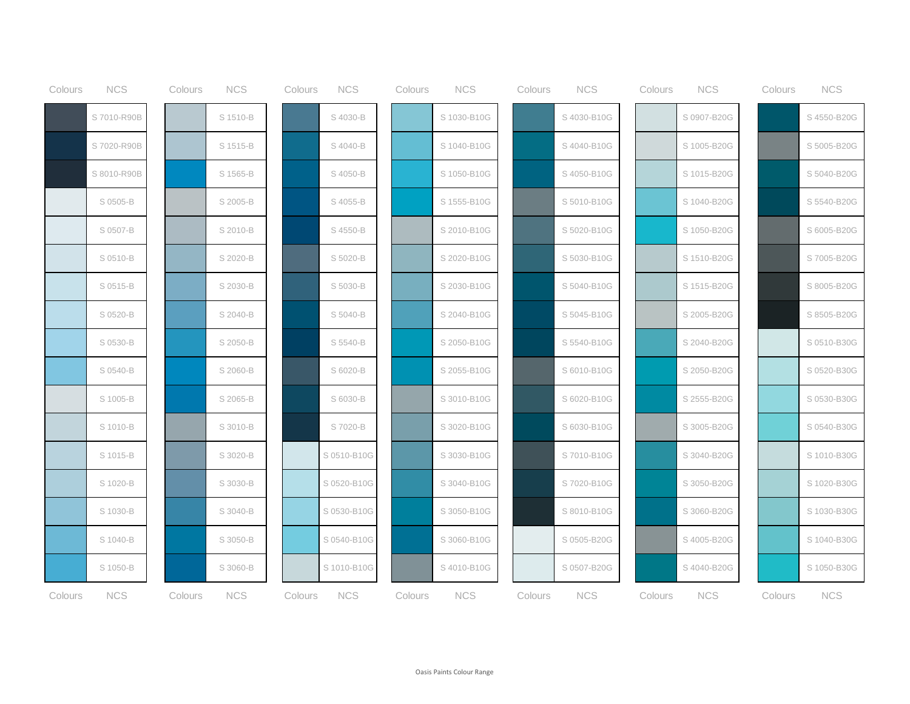| Colours | NCS | Colours | NCS | Colours | NCS | Colours | NCS | Colours | NCS | Colours | NCS | Colours | NCS |
|---|---|---|---|---|---|---|---|---|---|---|---|---|---|
| | S 7010-R90B | | S 1510-B | | S 4030-B | | S 1030-B10G | | S 4030-B10G | | S 0907-B20G | | S 4550-B20G |
| | S 7020-R90B | | S 1515-B | | S 4040-B | | S 1040-B10G | | S 4040-B10G | | S 1005-B20G | | S 5005-B20G |
| | S 8010-R90B | | S 1565-B | | S 4050-B | | S 1050-B10G | | S 4050-B10G | | S 1015-B20G | | S 5040-B20G |
| | S 0505-B | | S 2005-B | | S 4055-B | | S 1555-B10G | | S 5010-B10G | | S 1040-B20G | | S 5540-B20G |
| | S 0507-B | | S 2010-B | | S 4550-B | | S 2010-B10G | | S 5020-B10G | | S 1050-B20G | | S 6005-B20G |
| | S 0510-B | | S 2020-B | | S 5020-B | | S 2020-B10G | | S 5030-B10G | | S 1510-B20G | | S 7005-B20G |
| | S 0515-B | | S 2030-B | | S 5030-B | | S 2030-B10G | | S 5040-B10G | | S 1515-B20G | | S 8005-B20G |
| | S 0520-B | | S 2040-B | | S 5040-B | | S 2040-B10G | | S 5045-B10G | | S 2005-B20G | | S 8505-B20G |
| | S 0530-B | | S 2050-B | | S 5540-B | | S 2050-B10G | | S 5540-B10G | | S 2040-B20G | | S 0510-B30G |
| | S 0540-B | | S 2060-B | | S 6020-B | | S 2055-B10G | | S 6010-B10G | | S 2050-B20G | | S 0520-B30G |
| | S 1005-B | | S 2065-B | | S 6030-B | | S 3010-B10G | | S 6020-B10G | | S 2555-B20G | | S 0530-B30G |
| | S 1010-B | | S 3010-B | | S 7020-B | | S 3020-B10G | | S 6030-B10G | | S 3005-B20G | | S 0540-B30G |
| | S 1015-B | | S 3020-B | | S 0510-B10G | | S 3030-B10G | | S 7010-B10G | | S 3040-B20G | | S 1010-B30G |
| | S 1020-B | | S 3030-B | | S 0520-B10G | | S 3040-B10G | | S 7020-B10G | | S 3050-B20G | | S 1020-B30G |
| | S 1030-B | | S 3040-B | | S 0530-B10G | | S 3050-B10G | | S 8010-B10G | | S 3060-B20G | | S 1030-B30G |
| | S 1040-B | | S 3050-B | | S 0540-B10G | | S 3060-B10G | | S 0505-B20G | | S 4005-B20G | | S 1040-B30G |
| | S 1050-B | | S 3060-B | | S 1010-B10G | | S 4010-B10G | | S 0507-B20G | | S 4040-B20G | | S 1050-B30G |
| Colours | NCS | Colours | NCS | Colours | NCS | Colours | NCS | Colours | NCS | Colours | NCS | Colours | NCS |

Oasis Paints Colour Range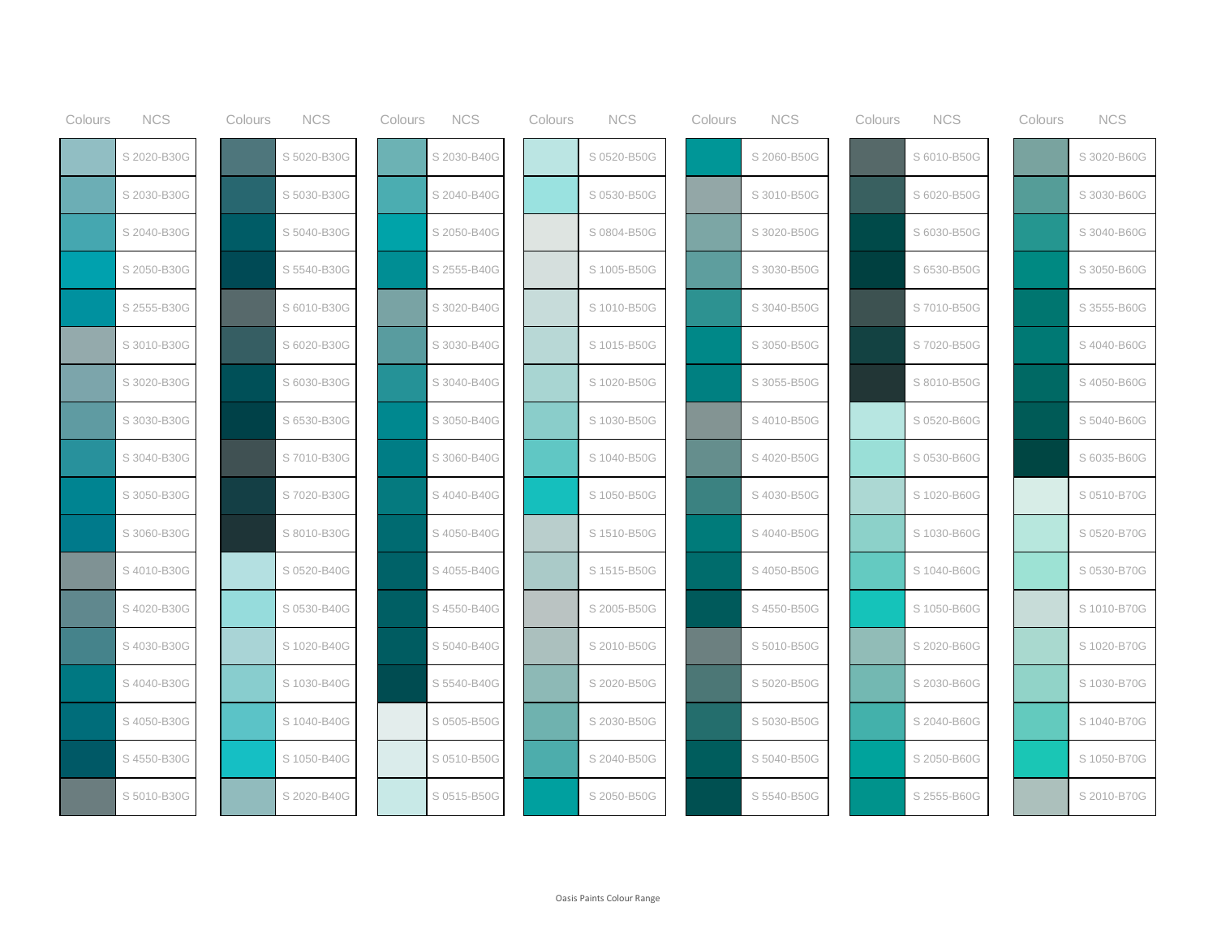| Colours | NCS |
|---|---|
| | S 2020-B30G |
| | S 2030-B30G |
| | S 2040-B30G |
| | S 2050-B30G |
| | S 2555-B30G |
| | S 3010-B30G |
| | S 3020-B30G |
| | S 3030-B30G |
| | S 3040-B30G |
| | S 3050-B30G |
| | S 3060-B30G |
| | S 4010-B30G |
| | S 4020-B30G |
| | S 4030-B30G |
| | S 4040-B30G |
| | S 4050-B30G |
| | S 4550-B30G |
| | S 5010-B30G |

| Colours | NCS |
|---|---|
| | S 5020-B30G |
| | S 5030-B30G |
| | S 5040-B30G |
| | S 5540-B30G |
| | S 6010-B30G |
| | S 6020-B30G |
| | S 6030-B30G |
| | S 6530-B30G |
| | S 7010-B30G |
| | S 7020-B30G |
| | S 8010-B30G |
| | S 0520-B40G |
| | S 0530-B40G |
| | S 1020-B40G |
| | S 1030-B40G |
| | S 1040-B40G |
| | S 1050-B40G |
| | S 2020-B40G |

| Colours | NCS |
|---|---|
| | S 2030-B40G |
| | S 2040-B40G |
| | S 2050-B40G |
| | S 2555-B40G |
| | S 3020-B40G |
| | S 3030-B40G |
| | S 3040-B40G |
| | S 3050-B40G |
| | S 3060-B40G |
| | S 4040-B40G |
| | S 4050-B40G |
| | S 4055-B40G |
| | S 4550-B40G |
| | S 5040-B40G |
| | S 5540-B40G |
| | S 0505-B50G |
| | S 0510-B50G |
| | S 0515-B50G |

| Colours | NCS |
|---|---|
| | S 0520-B50G |
| | S 0530-B50G |
| | S 0804-B50G |
| | S 1005-B50G |
| | S 1010-B50G |
| | S 1015-B50G |
| | S 1020-B50G |
| | S 1030-B50G |
| | S 1040-B50G |
| | S 1050-B50G |
| | S 1510-B50G |
| | S 1515-B50G |
| | S 2005-B50G |
| | S 2010-B50G |
| | S 2020-B50G |
| | S 2030-B50G |
| | S 2040-B50G |
| | S 2050-B50G |

| Colours | NCS |
|---|---|
| | S 2060-B50G |
| | S 3010-B50G |
| | S 3020-B50G |
| | S 3030-B50G |
| | S 3040-B50G |
| | S 3050-B50G |
| | S 3055-B50G |
| | S 4010-B50G |
| | S 4020-B50G |
| | S 4030-B50G |
| | S 4040-B50G |
| | S 4050-B50G |
| | S 4550-B50G |
| | S 5010-B50G |
| | S 5020-B50G |
| | S 5030-B50G |
| | S 5040-B50G |
| | S 5540-B50G |

| Colours | NCS |
|---|---|
| | S 6010-B50G |
| | S 6020-B50G |
| | S 6030-B50G |
| | S 6530-B50G |
| | S 7010-B50G |
| | S 7020-B50G |
| | S 8010-B50G |
| | S 0520-B60G |
| | S 0530-B60G |
| | S 1020-B60G |
| | S 1030-B60G |
| | S 1040-B60G |
| | S 1050-B60G |
| | S 2020-B60G |
| | S 2030-B60G |
| | S 2040-B60G |
| | S 2050-B60G |
| | S 2555-B60G |

| Colours | NCS |
|---|---|
| | S 3020-B60G |
| | S 3030-B60G |
| | S 3040-B60G |
| | S 3050-B60G |
| | S 3555-B60G |
| | S 4040-B60G |
| | S 4050-B60G |
| | S 5040-B60G |
| | S 6035-B60G |
| | S 0510-B70G |
| | S 0520-B70G |
| | S 0530-B70G |
| | S 1010-B70G |
| | S 1020-B70G |
| | S 1030-B70G |
| | S 1040-B70G |
| | S 1050-B70G |
| | S 2010-B70G |

Oasis Paints Colour Range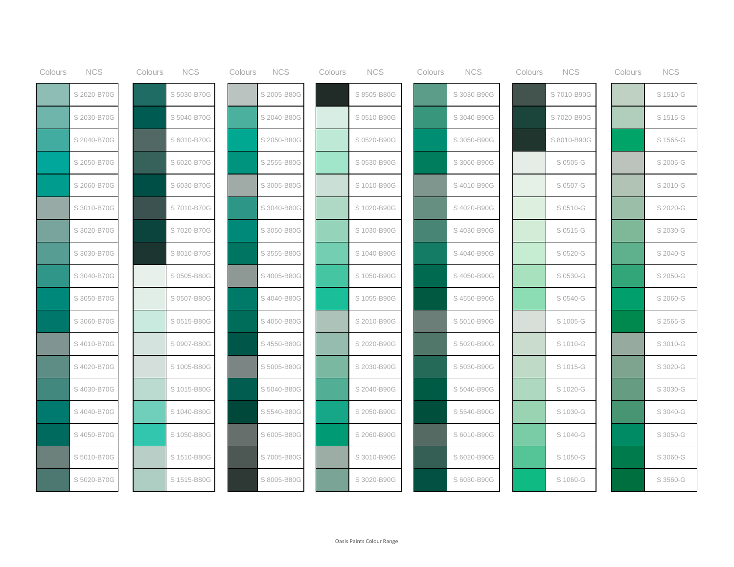| Colours | NCS |
|---|---|
| | S 2020-B70G |
| | S 2030-B70G |
| | S 2040-B70G |
| | S 2050-B70G |
| | S 2060-B70G |
| | S 3010-B70G |
| | S 3020-B70G |
| | S 3030-B70G |
| | S 3040-B70G |
| | S 3050-B70G |
| | S 3060-B70G |
| | S 4010-B70G |
| | S 4020-B70G |
| | S 4030-B70G |
| | S 4040-B70G |
| | S 4050-B70G |
| | S 5010-B70G |
| | S 5020-B70G |

| Colours | NCS |
|---|---|
| | S 5030-B70G |
| | S 5040-B70G |
| | S 6010-B70G |
| | S 6020-B70G |
| | S 6030-B70G |
| | S 7010-B70G |
| | S 7020-B70G |
| | S 8010-B70G |
| | S 0505-B80G |
| | S 0507-B80G |
| | S 0515-B80G |
| | S 0907-B80G |
| | S 1005-B80G |
| | S 1015-B80G |
| | S 1040-B80G |
| | S 1050-B80G |
| | S 1510-B80G |
| | S 1515-B80G |

| Colours | NCS |
|---|---|
| | S 2005-B80G |
| | S 2040-B80G |
| | S 2050-B80G |
| | S 2555-B80G |
| | S 3005-B80G |
| | S 3040-B80G |
| | S 3050-B80G |
| | S 3555-B80G |
| | S 4005-B80G |
| | S 4040-B80G |
| | S 4050-B80G |
| | S 4550-B80G |
| | S 5005-B80G |
| | S 5040-B80G |
| | S 5540-B80G |
| | S 6005-B80G |
| | S 7005-B80G |
| | S 8005-B80G |

| Colours | NCS |
|---|---|
| | S 8505-B80G |
| | S 0510-B90G |
| | S 0520-B90G |
| | S 0530-B90G |
| | S 1010-B90G |
| | S 1020-B90G |
| | S 1030-B90G |
| | S 1040-B90G |
| | S 1050-B90G |
| | S 1055-B90G |
| | S 2010-B90G |
| | S 2020-B90G |
| | S 2030-B90G |
| | S 2040-B90G |
| | S 2050-B90G |
| | S 2060-B90G |
| | S 3010-B90G |
| | S 3020-B90G |

| Colours | NCS |
|---|---|
| | S 3030-B90G |
| | S 3040-B90G |
| | S 3050-B90G |
| | S 3060-B90G |
| | S 4010-B90G |
| | S 4020-B90G |
| | S 4030-B90G |
| | S 4040-B90G |
| | S 4050-B90G |
| | S 4550-B90G |
| | S 5010-B90G |
| | S 5020-B90G |
| | S 5030-B90G |
| | S 5040-B90G |
| | S 5540-B90G |
| | S 6010-B90G |
| | S 6020-B90G |
| | S 6030-B90G |

| Colours | NCS |
|---|---|
| | S 7010-B90G |
| | S 7020-B90G |
| | S 8010-B90G |
| | S 0505-G |
| | S 0507-G |
| | S 0510-G |
| | S 0515-G |
| | S 0520-G |
| | S 0530-G |
| | S 0540-G |
| | S 1005-G |
| | S 1010-G |
| | S 1015-G |
| | S 1020-G |
| | S 1030-G |
| | S 1040-G |
| | S 1050-G |
| | S 1060-G |

| Colours | NCS |
|---|---|
| | S 1510-G |
| | S 1515-G |
| | S 1565-G |
| | S 2005-G |
| | S 2010-G |
| | S 2020-G |
| | S 2030-G |
| | S 2040-G |
| | S 2050-G |
| | S 2060-G |
| | S 2565-G |
| | S 3010-G |
| | S 3020-G |
| | S 3030-G |
| | S 3040-G |
| | S 3050-G |
| | S 3060-G |
| | S 3560-G |

Oasis Paints Colour Range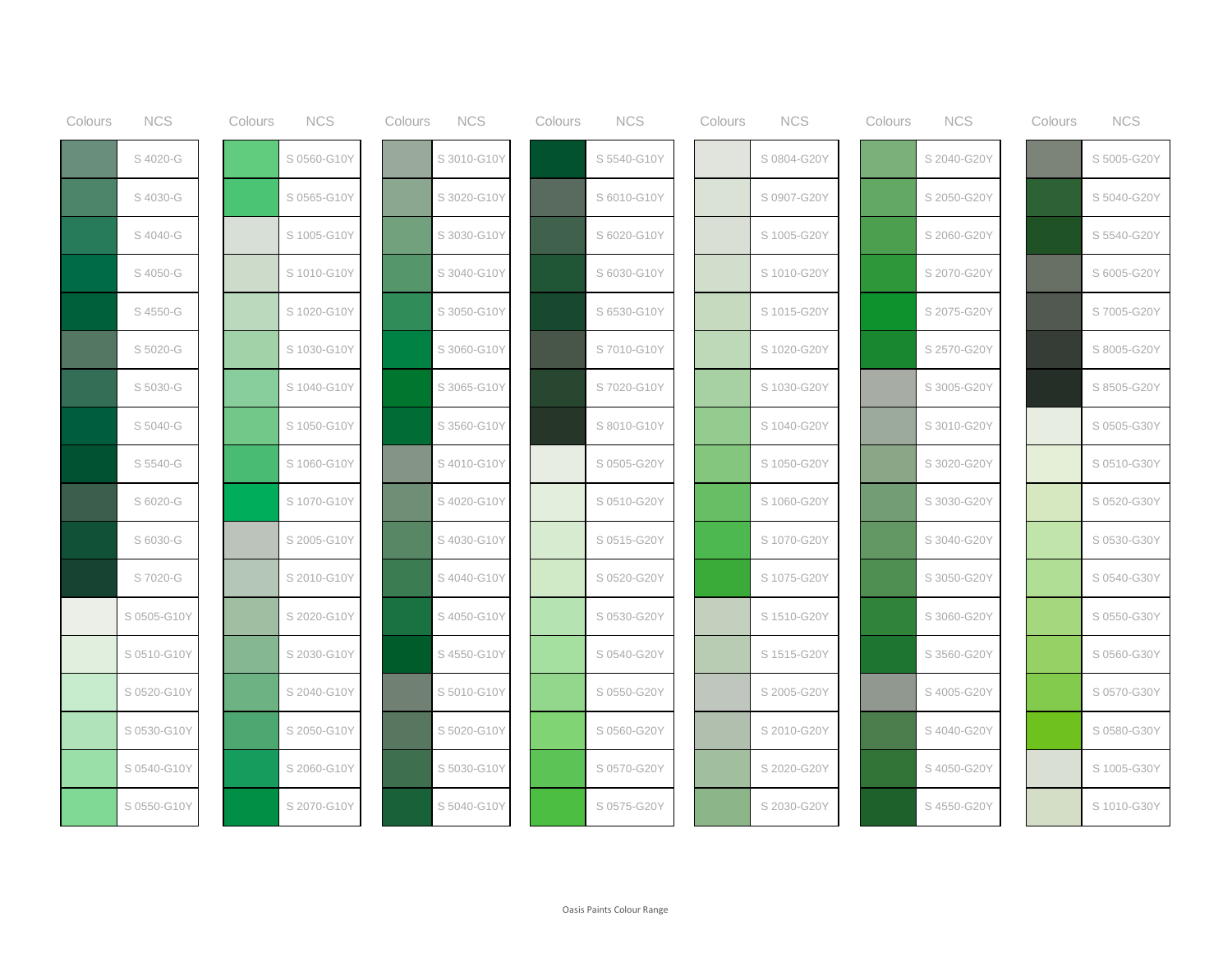| Colours | NCS |
|---|---|
| | S 4020-G |
| | S 4030-G |
| | S 4040-G |
| | S 4050-G |
| | S 4550-G |
| | S 5020-G |
| | S 5030-G |
| | S 5040-G |
| | S 5540-G |
| | S 6020-G |
| | S 6030-G |
| | S 7020-G |
| | S 0505-G10Y |
| | S 0510-G10Y |
| | S 0520-G10Y |
| | S 0530-G10Y |
| | S 0540-G10Y |
| | S 0550-G10Y |

| Colours | NCS |
|---|---|
| | S 0560-G10Y |
| | S 0565-G10Y |
| | S 1005-G10Y |
| | S 1010-G10Y |
| | S 1020-G10Y |
| | S 1030-G10Y |
| | S 1040-G10Y |
| | S 1050-G10Y |
| | S 1060-G10Y |
| | S 1070-G10Y |
| | S 2005-G10Y |
| | S 2010-G10Y |
| | S 2020-G10Y |
| | S 2030-G10Y |
| | S 2040-G10Y |
| | S 2050-G10Y |
| | S 2060-G10Y |
| | S 2070-G10Y |

| Colours | NCS |
|---|---|
| | S 3010-G10Y |
| | S 3020-G10Y |
| | S 3030-G10Y |
| | S 3040-G10Y |
| | S 3050-G10Y |
| | S 3060-G10Y |
| | S 3065-G10Y |
| | S 3560-G10Y |
| | S 4010-G10Y |
| | S 4020-G10Y |
| | S 4030-G10Y |
| | S 4040-G10Y |
| | S 4050-G10Y |
| | S 4550-G10Y |
| | S 5010-G10Y |
| | S 5020-G10Y |
| | S 5030-G10Y |
| | S 5040-G10Y |

| Colours | NCS |
|---|---|
| | S 5540-G10Y |
| | S 6010-G10Y |
| | S 6020-G10Y |
| | S 6030-G10Y |
| | S 6530-G10Y |
| | S 7010-G10Y |
| | S 7020-G10Y |
| | S 8010-G10Y |
| | S 0505-G20Y |
| | S 0510-G20Y |
| | S 0515-G20Y |
| | S 0520-G20Y |
| | S 0530-G20Y |
| | S 0540-G20Y |
| | S 0550-G20Y |
| | S 0560-G20Y |
| | S 0570-G20Y |
| | S 0575-G20Y |

| Colours | NCS |
|---|---|
| | S 0804-G20Y |
| | S 0907-G20Y |
| | S 1005-G20Y |
| | S 1010-G20Y |
| | S 1015-G20Y |
| | S 1020-G20Y |
| | S 1030-G20Y |
| | S 1040-G20Y |
| | S 1050-G20Y |
| | S 1060-G20Y |
| | S 1070-G20Y |
| | S 1075-G20Y |
| | S 1510-G20Y |
| | S 1515-G20Y |
| | S 2005-G20Y |
| | S 2010-G20Y |
| | S 2020-G20Y |
| | S 2030-G20Y |

| Colours | NCS |
|---|---|
| | S 2040-G20Y |
| | S 2050-G20Y |
| | S 2060-G20Y |
| | S 2070-G20Y |
| | S 2075-G20Y |
| | S 2570-G20Y |
| | S 3005-G20Y |
| | S 3010-G20Y |
| | S 3020-G20Y |
| | S 3030-G20Y |
| | S 3040-G20Y |
| | S 3050-G20Y |
| | S 3060-G20Y |
| | S 3560-G20Y |
| | S 4005-G20Y |
| | S 4040-G20Y |
| | S 4050-G20Y |
| | S 4550-G20Y |

| Colours | NCS |
|---|---|
| | S 5005-G20Y |
| | S 5040-G20Y |
| | S 5540-G20Y |
| | S 6005-G20Y |
| | S 7005-G20Y |
| | S 8005-G20Y |
| | S 8505-G20Y |
| | S 0505-G30Y |
| | S 0510-G30Y |
| | S 0520-G30Y |
| | S 0530-G30Y |
| | S 0540-G30Y |
| | S 0550-G30Y |
| | S 0560-G30Y |
| | S 0570-G30Y |
| | S 0580-G30Y |
| | S 1005-G30Y |
| | S 1010-G30Y |

Oasis Paints Colour Range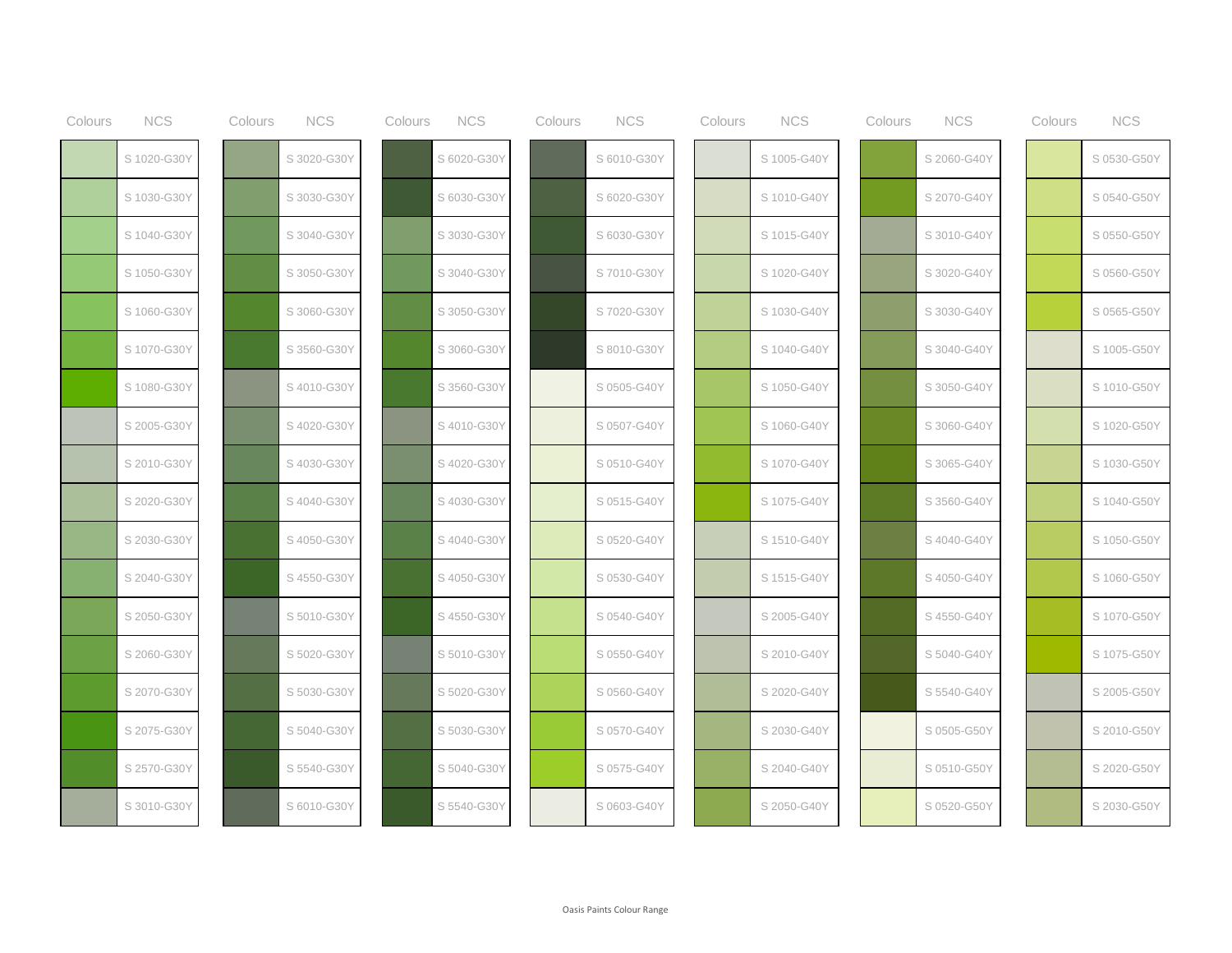| Colours | NCS | Colours | NCS | Colours | NCS | Colours | NCS | Colours | NCS | Colours | NCS | Colours | NCS |
|---|---|---|---|---|---|---|---|---|---|---|---|---|---|
| | S 1020-G30Y | | S 3020-G30Y | | S 6020-G30Y | | S 6010-G30Y | | S 1005-G40Y | | S 2060-G40Y | | S 0530-G50Y |
| | S 1030-G30Y | | S 3030-G30Y | | S 6030-G30Y | | S 6020-G30Y | | S 1010-G40Y | | S 2070-G40Y | | S 0540-G50Y |
| | S 1040-G30Y | | S 3040-G30Y | | S 3030-G30Y | | S 6030-G30Y | | S 1015-G40Y | | S 3010-G40Y | | S 0550-G50Y |
| | S 1050-G30Y | | S 3050-G30Y | | S 3040-G30Y | | S 7010-G30Y | | S 1020-G40Y | | S 3020-G40Y | | S 0560-G50Y |
| | S 1060-G30Y | | S 3060-G30Y | | S 3050-G30Y | | S 7020-G30Y | | S 1030-G40Y | | S 3030-G40Y | | S 0565-G50Y |
| | S 1070-G30Y | | S 3560-G30Y | | S 3060-G30Y | | S 8010-G30Y | | S 1040-G40Y | | S 3040-G40Y | | S 1005-G50Y |
| | S 1080-G30Y | | S 4010-G30Y | | S 3560-G30Y | | S 0505-G40Y | | S 1050-G40Y | | S 3050-G40Y | | S 1010-G50Y |
| | S 2005-G30Y | | S 4020-G30Y | | S 4010-G30Y | | S 0507-G40Y | | S 1060-G40Y | | S 3060-G40Y | | S 1020-G50Y |
| | S 2010-G30Y | | S 4030-G30Y | | S 4020-G30Y | | S 0510-G40Y | | S 1070-G40Y | | S 3065-G40Y | | S 1030-G50Y |
| | S 2020-G30Y | | S 4040-G30Y | | S 4030-G30Y | | S 0515-G40Y | | S 1075-G40Y | | S 3560-G40Y | | S 1040-G50Y |
| | S 2030-G30Y | | S 4050-G30Y | | S 4040-G30Y | | S 0520-G40Y | | S 1510-G40Y | | S 4040-G40Y | | S 1050-G50Y |
| | S 2040-G30Y | | S 4550-G30Y | | S 4050-G30Y | | S 0530-G40Y | | S 1515-G40Y | | S 4050-G40Y | | S 1060-G50Y |
| | S 2050-G30Y | | S 5010-G30Y | | S 4550-G30Y | | S 0540-G40Y | | S 2005-G40Y | | S 4550-G40Y | | S 1070-G50Y |
| | S 2060-G30Y | | S 5020-G30Y | | S 5010-G30Y | | S 0550-G40Y | | S 2010-G40Y | | S 5040-G40Y | | S 1075-G50Y |
| | S 2070-G30Y | | S 5030-G30Y | | S 5020-G30Y | | S 0560-G40Y | | S 2020-G40Y | | S 5540-G40Y | | S 2005-G50Y |
| | S 2075-G30Y | | S 5040-G30Y | | S 5030-G30Y | | S 0570-G40Y | | S 2030-G40Y | | S 0505-G50Y | | S 2010-G50Y |
| | S 2570-G30Y | | S 5540-G30Y | | S 5040-G30Y | | S 0575-G40Y | | S 2040-G40Y | | S 0510-G50Y | | S 2020-G50Y |
| | S 3010-G30Y | | S 6010-G30Y | | S 5540-G30Y | | S 0603-G40Y | | S 2050-G40Y | | S 0520-G50Y | | S 2030-G50Y |

Oasis Paints Colour Range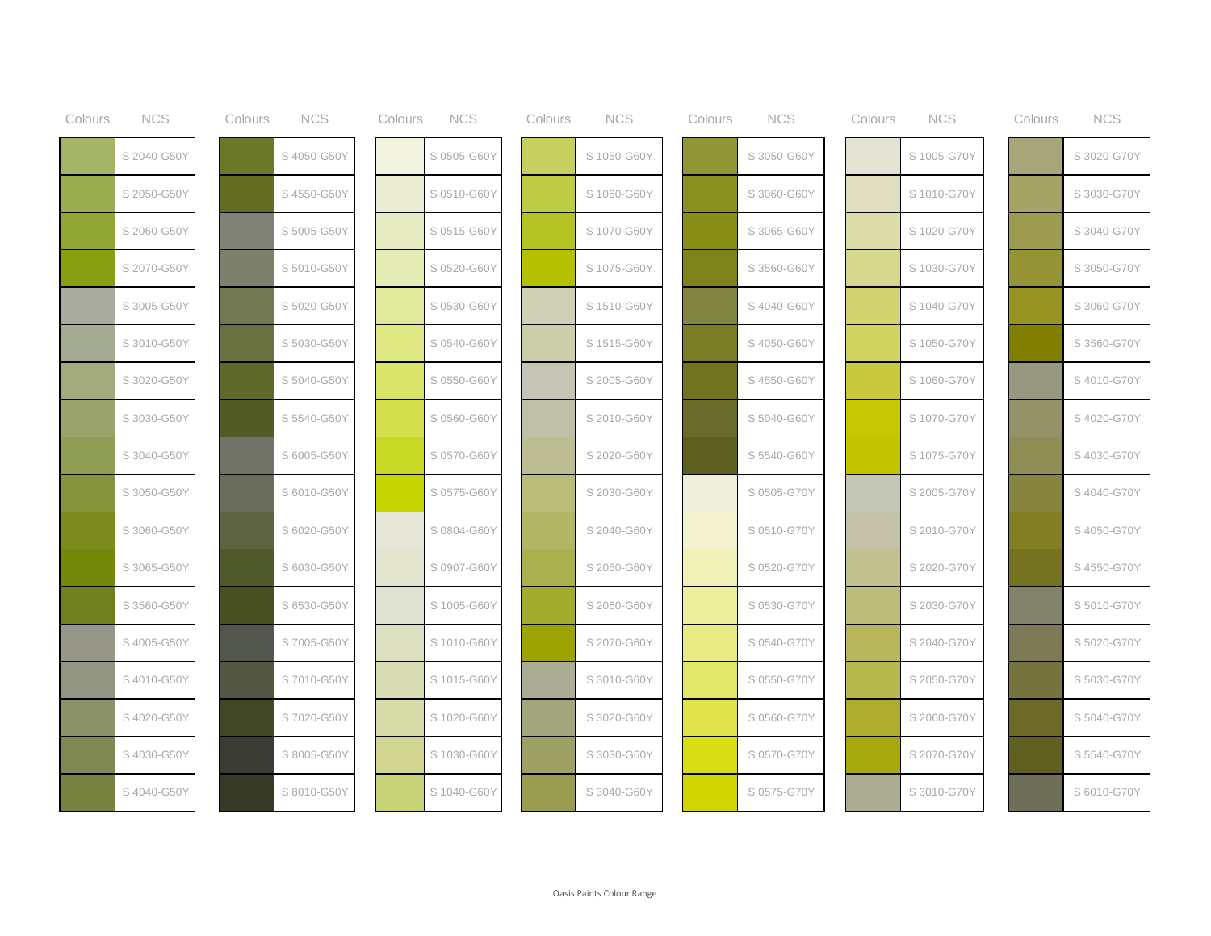| Colours | NCS |
|---|---|
| | S 2040-G50Y |
| | S 2050-G50Y |
| | S 2060-G50Y |
| | S 2070-G50Y |
| | S 3005-G50Y |
| | S 3010-G50Y |
| | S 3020-G50Y |
| | S 3030-G50Y |
| | S 3040-G50Y |
| | S 3050-G50Y |
| | S 3060-G50Y |
| | S 3065-G50Y |
| | S 3560-G50Y |
| | S 4005-G50Y |
| | S 4010-G50Y |
| | S 4020-G50Y |
| | S 4030-G50Y |
| | S 4040-G50Y |

| Colours | NCS |
|---|---|
| | S 4050-G50Y |
| | S 4550-G50Y |
| | S 5005-G50Y |
| | S 5010-G50Y |
| | S 5020-G50Y |
| | S 5030-G50Y |
| | S 5040-G50Y |
| | S 5540-G50Y |
| | S 6005-G50Y |
| | S 6010-G50Y |
| | S 6020-G50Y |
| | S 6030-G50Y |
| | S 6530-G50Y |
| | S 7005-G50Y |
| | S 7010-G50Y |
| | S 7020-G50Y |
| | S 8005-G50Y |
| | S 8010-G50Y |

| Colours | NCS |
|---|---|
| | S 0505-G60Y |
| | S 0510-G60Y |
| | S 0515-G60Y |
| | S 0520-G60Y |
| | S 0530-G60Y |
| | S 0540-G60Y |
| | S 0550-G60Y |
| | S 0560-G60Y |
| | S 0570-G60Y |
| | S 0575-G60Y |
| | S 0804-G60Y |
| | S 0907-G60Y |
| | S 1005-G60Y |
| | S 1010-G60Y |
| | S 1015-G60Y |
| | S 1020-G60Y |
| | S 1030-G60Y |
| | S 1040-G60Y |

| Colours | NCS |
|---|---|
| | S 1050-G60Y |
| | S 1060-G60Y |
| | S 1070-G60Y |
| | S 1075-G60Y |
| | S 1510-G60Y |
| | S 1515-G60Y |
| | S 2005-G60Y |
| | S 2010-G60Y |
| | S 2020-G60Y |
| | S 2030-G60Y |
| | S 2040-G60Y |
| | S 2050-G60Y |
| | S 2060-G60Y |
| | S 2070-G60Y |
| | S 3010-G60Y |
| | S 3020-G60Y |
| | S 3030-G60Y |
| | S 3040-G60Y |

| Colours | NCS |
|---|---|
| | S 3050-G60Y |
| | S 3060-G60Y |
| | S 3065-G60Y |
| | S 3560-G60Y |
| | S 4040-G60Y |
| | S 4050-G60Y |
| | S 4550-G60Y |
| | S 5040-G60Y |
| | S 5540-G60Y |
| | S 0505-G70Y |
| | S 0510-G70Y |
| | S 0520-G70Y |
| | S 0530-G70Y |
| | S 0540-G70Y |
| | S 0550-G70Y |
| | S 0560-G70Y |
| | S 0570-G70Y |
| | S 0575-G70Y |

| Colours | NCS |
|---|---|
| | S 1005-G70Y |
| | S 1010-G70Y |
| | S 1020-G70Y |
| | S 1030-G70Y |
| | S 1040-G70Y |
| | S 1050-G70Y |
| | S 1060-G70Y |
| | S 1070-G70Y |
| | S 1075-G70Y |
| | S 2005-G70Y |
| | S 2010-G70Y |
| | S 2020-G70Y |
| | S 2030-G70Y |
| | S 2040-G70Y |
| | S 2050-G70Y |
| | S 2060-G70Y |
| | S 2070-G70Y |
| | S 3010-G70Y |

| Colours | NCS |
|---|---|
| | S 3020-G70Y |
| | S 3030-G70Y |
| | S 3040-G70Y |
| | S 3050-G70Y |
| | S 3060-G70Y |
| | S 3560-G70Y |
| | S 4010-G70Y |
| | S 4020-G70Y |
| | S 4030-G70Y |
| | S 4040-G70Y |
| | S 4050-G70Y |
| | S 4550-G70Y |
| | S 5010-G70Y |
| | S 5020-G70Y |
| | S 5030-G70Y |
| | S 5040-G70Y |
| | S 5540-G70Y |
| | S 6010-G70Y |

Oasis Paints Colour Range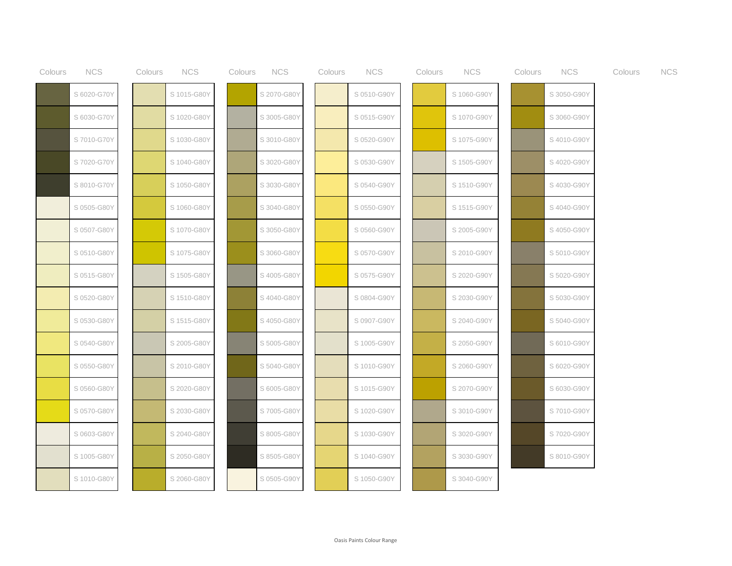| Colours | NCS |
|---|---|
| | S 6020-G70Y |
| | S 6030-G70Y |
| | S 7010-G70Y |
| | S 7020-G70Y |
| | S 8010-G70Y |
| | S 0505-G80Y |
| | S 0507-G80Y |
| | S 0510-G80Y |
| | S 0515-G80Y |
| | S 0520-G80Y |
| | S 0530-G80Y |
| | S 0540-G80Y |
| | S 0550-G80Y |
| | S 0560-G80Y |
| | S 0570-G80Y |
| | S 0603-G80Y |
| | S 1005-G80Y |
| | S 1010-G80Y |

| Colours | NCS |
|---|---|
| | S 1015-G80Y |
| | S 1020-G80Y |
| | S 1030-G80Y |
| | S 1040-G80Y |
| | S 1050-G80Y |
| | S 1060-G80Y |
| | S 1070-G80Y |
| | S 1075-G80Y |
| | S 1505-G80Y |
| | S 1510-G80Y |
| | S 1515-G80Y |
| | S 2005-G80Y |
| | S 2010-G80Y |
| | S 2020-G80Y |
| | S 2030-G80Y |
| | S 2040-G80Y |
| | S 2050-G80Y |
| | S 2060-G80Y |

| Colours | NCS |
|---|---|
| | S 2070-G80Y |
| | S 3005-G80Y |
| | S 3010-G80Y |
| | S 3020-G80Y |
| | S 3030-G80Y |
| | S 3040-G80Y |
| | S 3050-G80Y |
| | S 3060-G80Y |
| | S 4005-G80Y |
| | S 4040-G80Y |
| | S 4050-G80Y |
| | S 5005-G80Y |
| | S 5040-G80Y |
| | S 6005-G80Y |
| | S 7005-G80Y |
| | S 8005-G80Y |
| | S 8505-G80Y |
| | S 0505-G90Y |

| Colours | NCS |
|---|---|
| | S 0510-G90Y |
| | S 0515-G90Y |
| | S 0520-G90Y |
| | S 0530-G90Y |
| | S 0540-G90Y |
| | S 0550-G90Y |
| | S 0560-G90Y |
| | S 0570-G90Y |
| | S 0575-G90Y |
| | S 0804-G90Y |
| | S 0907-G90Y |
| | S 1005-G90Y |
| | S 1010-G90Y |
| | S 1015-G90Y |
| | S 1020-G90Y |
| | S 1030-G90Y |
| | S 1040-G90Y |
| | S 1050-G90Y |

| Colours | NCS |
|---|---|
| | S 1060-G90Y |
| | S 1070-G90Y |
| | S 1075-G90Y |
| | S 1505-G90Y |
| | S 1510-G90Y |
| | S 1515-G90Y |
| | S 2005-G90Y |
| | S 2010-G90Y |
| | S 2020-G90Y |
| | S 2030-G90Y |
| | S 2040-G90Y |
| | S 2050-G90Y |
| | S 2060-G90Y |
| | S 2070-G90Y |
| | S 3010-G90Y |
| | S 3020-G90Y |
| | S 3030-G90Y |
| | S 3040-G90Y |

| Colours | NCS |
|---|---|
| | S 3050-G90Y |
| | S 3060-G90Y |
| | S 4010-G90Y |
| | S 4020-G90Y |
| | S 4030-G90Y |
| | S 4040-G90Y |
| | S 4050-G90Y |
| | S 5010-G90Y |
| | S 5020-G90Y |
| | S 5030-G90Y |
| | S 5040-G90Y |
| | S 6010-G90Y |
| | S 6020-G90Y |
| | S 6030-G90Y |
| | S 7010-G90Y |
| | S 7020-G90Y |
| | S 8010-G90Y |

| Colours | NCS |
|---|---|

Oasis Paints Colour Range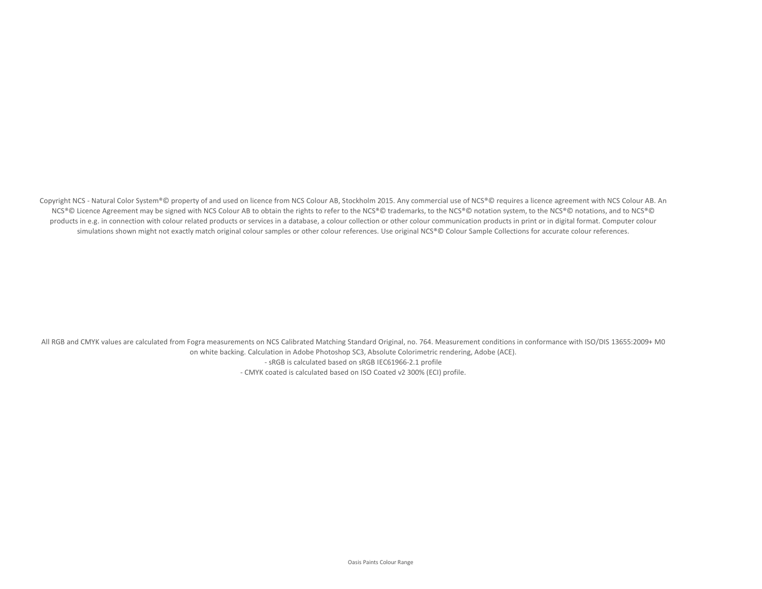Copyright NCS - Natural Color System®© property of and used on licence from NCS Colour AB, Stockholm 2015. Any commercial use of NCS®© requires a licence agreement with NCS Colour AB. An NCS®© Licence Agreement may be signed with NCS Colour AB to obtain the rights to refer to the NCS®© trademarks, to the NCS®© notation system, to the NCS®© notations, and to NCS®© products in e.g. in connection with colour related products or services in a database, a colour collection or other colour communication products in print or in digital format. Computer colour simulations shown might not exactly match original colour samples or other colour references. Use original NCS®© Colour Sample Collections for accurate colour references.

All RGB and CMYK values are calculated from Fogra measurements on NCS Calibrated Matching Standard Original, no. 764. Measurement conditions in conformance with ISO/DIS 13655:2009+ M0 on white backing. Calculation in Adobe Photoshop SC3, Absolute Colorimetric rendering, Adobe (ACE).

- sRGB is calculated based on sRGB IEC61966-2.1 profile
- CMYK coated is calculated based on ISO Coated v2 300% (ECI) profile.